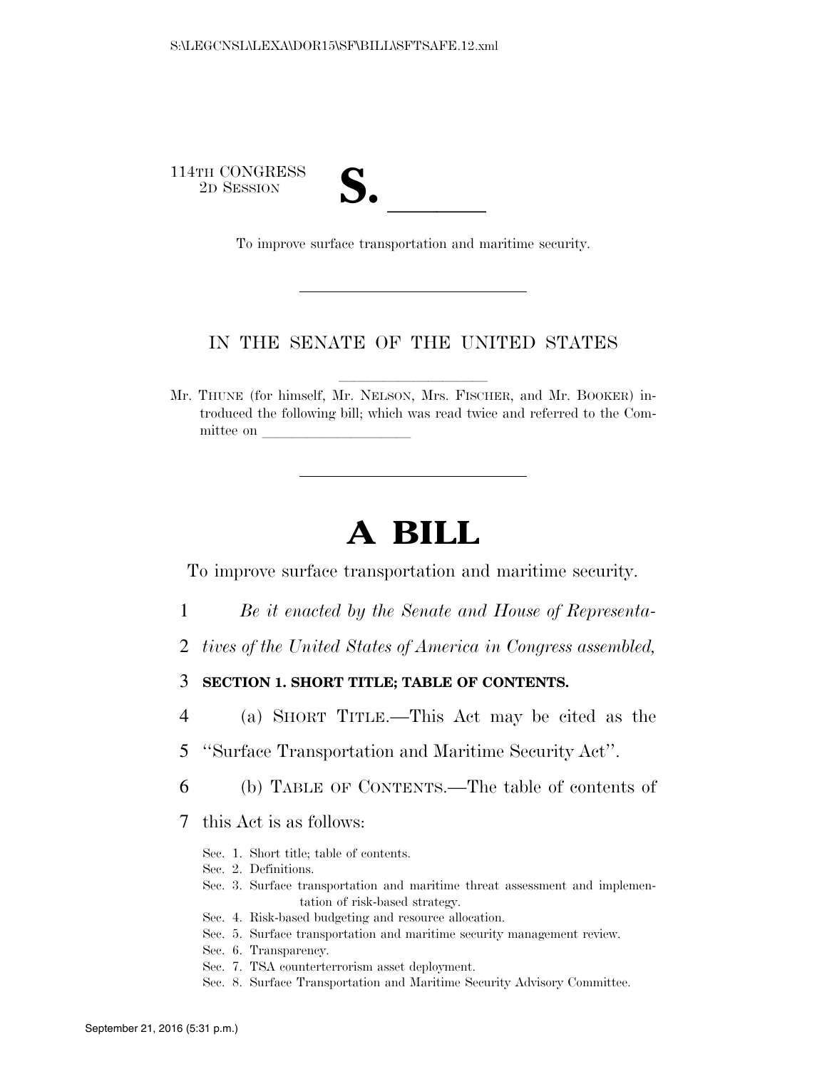114TH CONGRESS
2D SESSION

# S. ______

To improve surface transportation and maritime security.

IN THE SENATE OF THE UNITED STATES

Mr. THUNE (for himself, Mr. NELSON, Mrs. FISCHER, and Mr. BOOKER) introduced the following bill; which was read twice and referred to the Committee on ____________________

# A BILL

To improve surface transportation and maritime security.

1 *Be it enacted by the Senate and House of Representa-*
2 *tives of the United States of America in Congress assembled,*

3 **SECTION 1. SHORT TITLE; TABLE OF CONTENTS.**

4 (a) SHORT TITLE.—This Act may be cited as the
5 "Surface Transportation and Maritime Security Act".

6 (b) TABLE OF CONTENTS.—The table of contents of
7 this Act is as follows:

Sec. 1. Short title; table of contents.
Sec. 2. Definitions.
Sec. 3. Surface transportation and maritime threat assessment and implementation of risk-based strategy.
Sec. 4. Risk-based budgeting and resource allocation.
Sec. 5. Surface transportation and maritime security management review.
Sec. 6. Transparency.
Sec. 7. TSA counterterrorism asset deployment.
Sec. 8. Surface Transportation and Maritime Security Advisory Committee.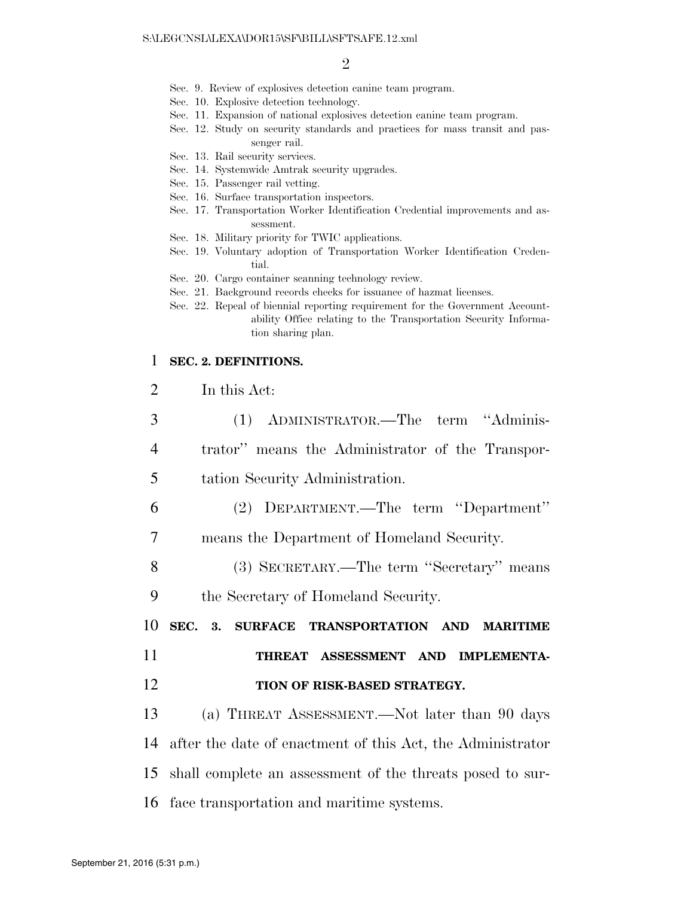Sec. 9. Review of explosives detection canine team program.
Sec. 10. Explosive detection technology.
Sec. 11. Expansion of national explosives detection canine team program.
Sec. 12. Study on security standards and practices for mass transit and passenger rail.
Sec. 13. Rail security services.
Sec. 14. Systemwide Amtrak security upgrades.
Sec. 15. Passenger rail vetting.
Sec. 16. Surface transportation inspectors.
Sec. 17. Transportation Worker Identification Credential improvements and assessment.
Sec. 18. Military priority for TWIC applications.
Sec. 19. Voluntary adoption of Transportation Worker Identification Credential.
Sec. 20. Cargo container scanning technology review.
Sec. 21. Background records checks for issuance of hazmat licenses.
Sec. 22. Repeal of biennial reporting requirement for the Government Accountability Office relating to the Transportation Security Information sharing plan.

**SEC. 2. DEFINITIONS.**

In this Act:

(1) ADMINISTRATOR.—The term ''Administrator'' means the Administrator of the Transportation Security Administration.

(2) DEPARTMENT.—The term ''Department'' means the Department of Homeland Security.

(3) SECRETARY.—The term ''Secretary'' means the Secretary of Homeland Security.

**SEC. 3. SURFACE TRANSPORTATION AND MARITIME THREAT ASSESSMENT AND IMPLEMENTATION OF RISK-BASED STRATEGY.**

(a) THREAT ASSESSMENT.—Not later than 90 days after the date of enactment of this Act, the Administrator shall complete an assessment of the threats posed to surface transportation and maritime systems.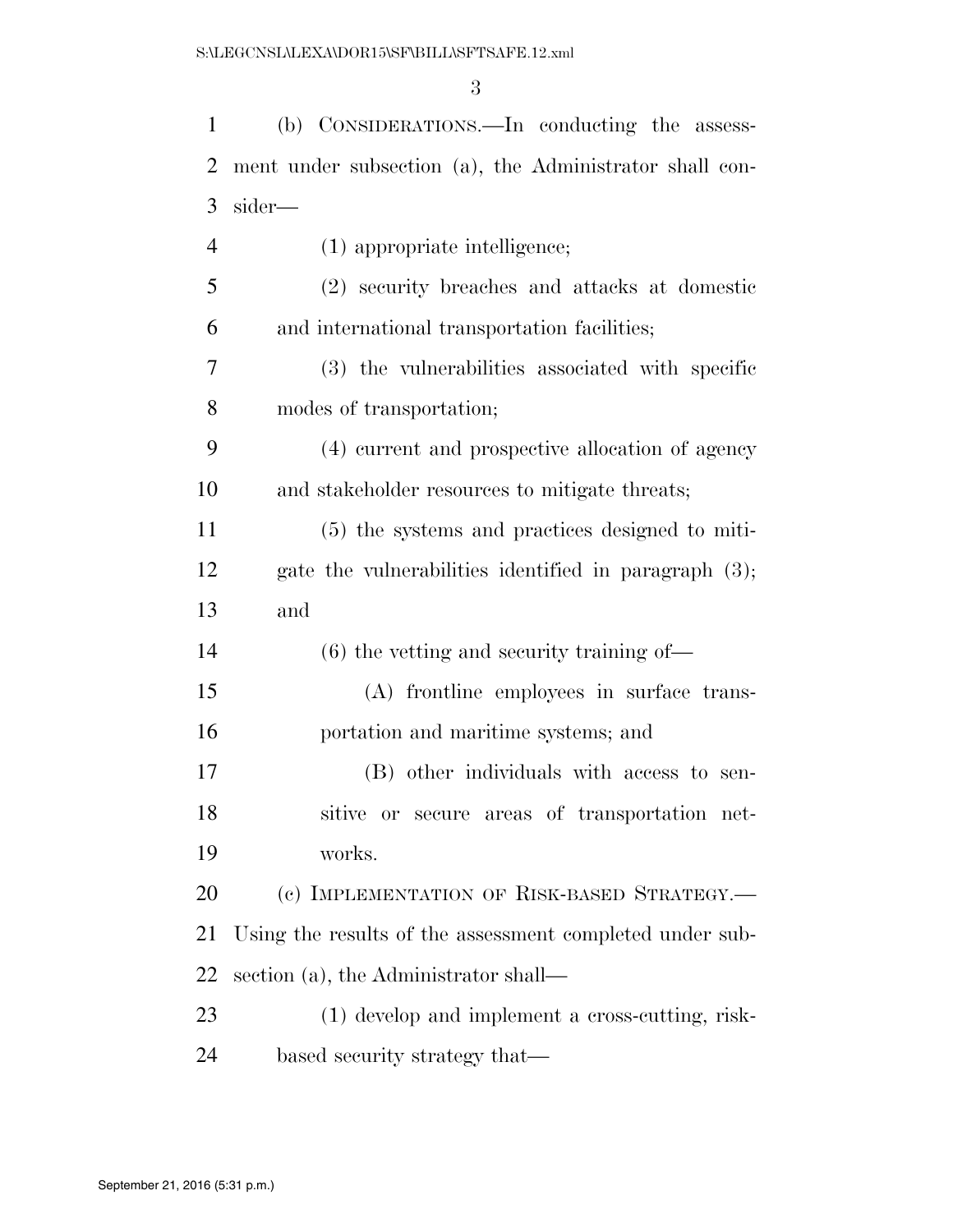(b) CONSIDERATIONS.—In conducting the assessment under subsection (a), the Administrator shall consider—

(1) appropriate intelligence;

(2) security breaches and attacks at domestic and international transportation facilities;

(3) the vulnerabilities associated with specific modes of transportation;

(4) current and prospective allocation of agency and stakeholder resources to mitigate threats;

(5) the systems and practices designed to mitigate the vulnerabilities identified in paragraph (3); and

(6) the vetting and security training of—

(A) frontline employees in surface transportation and maritime systems; and

(B) other individuals with access to sensitive or secure areas of transportation networks.

(c) IMPLEMENTATION OF RISK-BASED STRATEGY.—Using the results of the assessment completed under subsection (a), the Administrator shall—

(1) develop and implement a cross-cutting, risk-based security strategy that—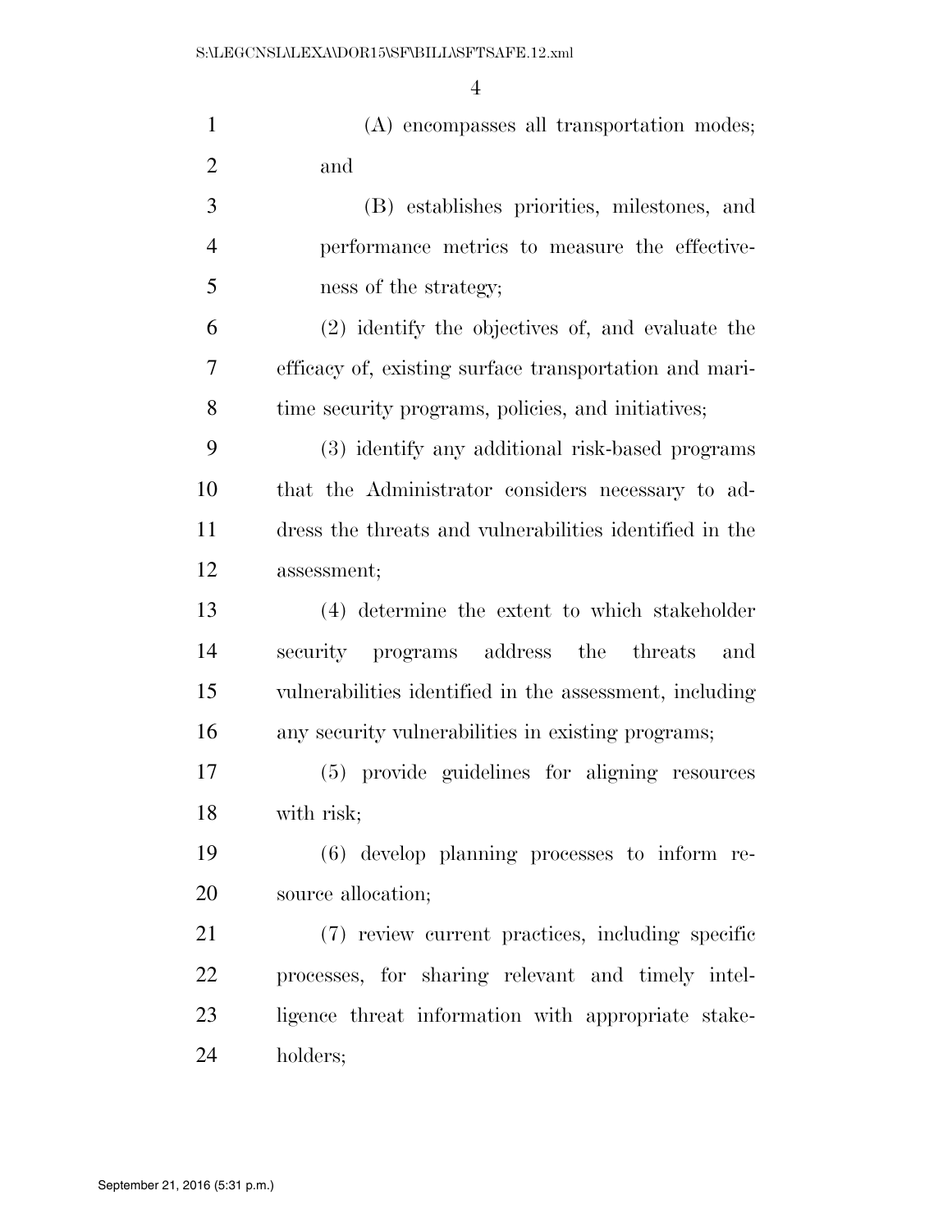(A) encompasses all transportation modes; and

(B) establishes priorities, milestones, and performance metrics to measure the effectiveness of the strategy;

(2) identify the objectives of, and evaluate the efficacy of, existing surface transportation and maritime security programs, policies, and initiatives;

(3) identify any additional risk-based programs that the Administrator considers necessary to address the threats and vulnerabilities identified in the assessment;

(4) determine the extent to which stakeholder security programs address the threats and vulnerabilities identified in the assessment, including any security vulnerabilities in existing programs;

(5) provide guidelines for aligning resources with risk;

(6) develop planning processes to inform resource allocation;

(7) review current practices, including specific processes, for sharing relevant and timely intelligence threat information with appropriate stakeholders;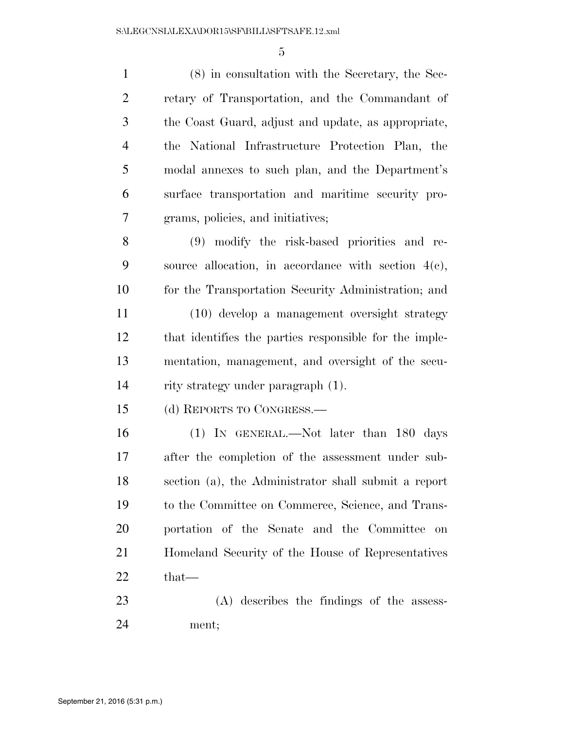(8) in consultation with the Secretary, the Secretary of Transportation, and the Commandant of the Coast Guard, adjust and update, as appropriate, the National Infrastructure Protection Plan, the modal annexes to such plan, and the Department's surface transportation and maritime security programs, policies, and initiatives;

(9) modify the risk-based priorities and resource allocation, in accordance with section 4(c), for the Transportation Security Administration; and

(10) develop a management oversight strategy that identifies the parties responsible for the implementation, management, and oversight of the security strategy under paragraph (1).

(d) REPORTS TO CONGRESS.—

(1) IN GENERAL.—Not later than 180 days after the completion of the assessment under subsection (a), the Administrator shall submit a report to the Committee on Commerce, Science, and Transportation of the Senate and the Committee on Homeland Security of the House of Representatives that—

(A) describes the findings of the assessment;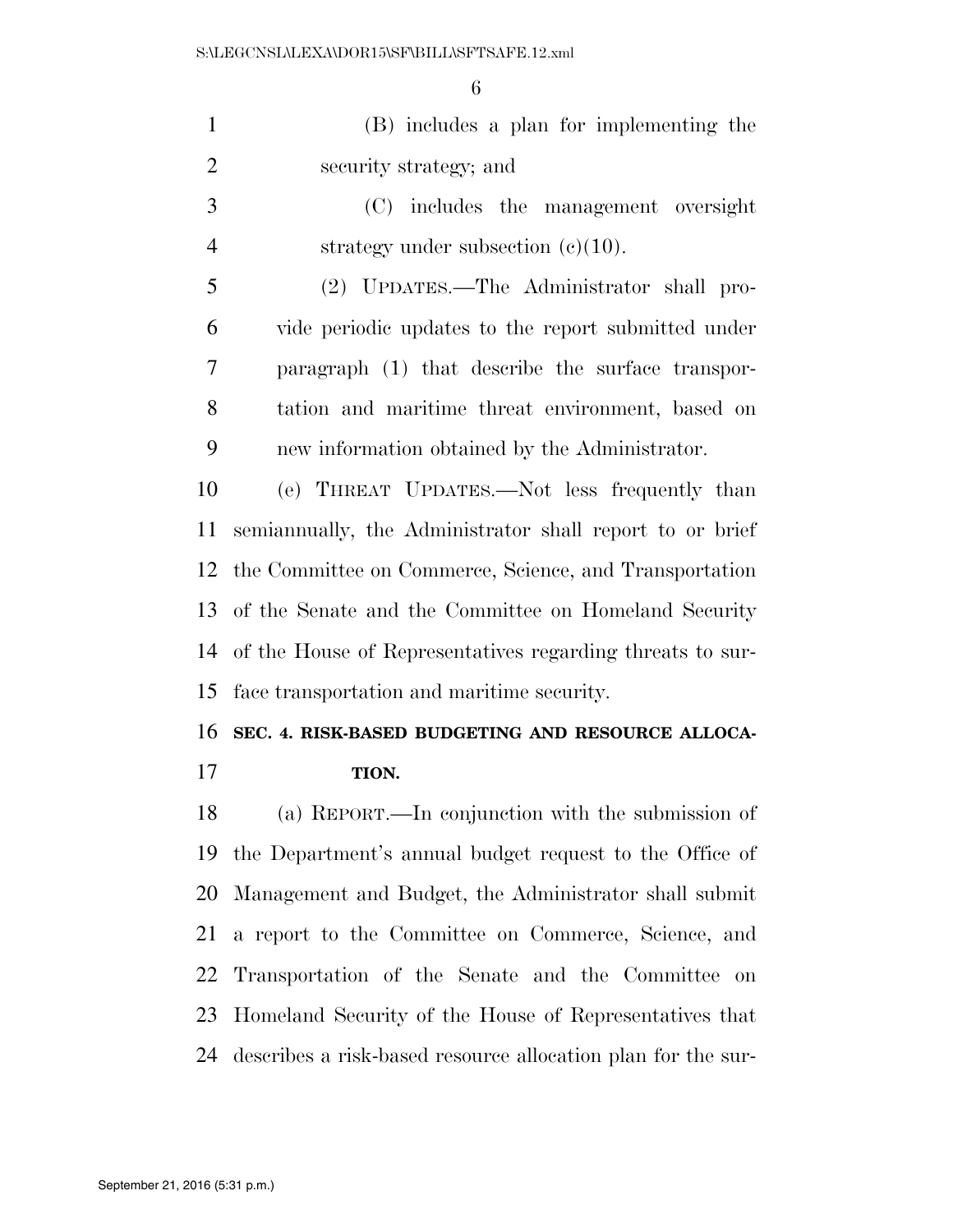(B) includes a plan for implementing the security strategy; and

(C) includes the management oversight strategy under subsection (c)(10).

(2) UPDATES.—The Administrator shall provide periodic updates to the report submitted under paragraph (1) that describe the surface transportation and maritime threat environment, based on new information obtained by the Administrator.

(e) THREAT UPDATES.—Not less frequently than semiannually, the Administrator shall report to or brief the Committee on Commerce, Science, and Transportation of the Senate and the Committee on Homeland Security of the House of Representatives regarding threats to surface transportation and maritime security.

**SEC. 4. RISK-BASED BUDGETING AND RESOURCE ALLOCATION.**

(a) REPORT.—In conjunction with the submission of the Department's annual budget request to the Office of Management and Budget, the Administrator shall submit a report to the Committee on Commerce, Science, and Transportation of the Senate and the Committee on Homeland Security of the House of Representatives that describes a risk-based resource allocation plan for the sur-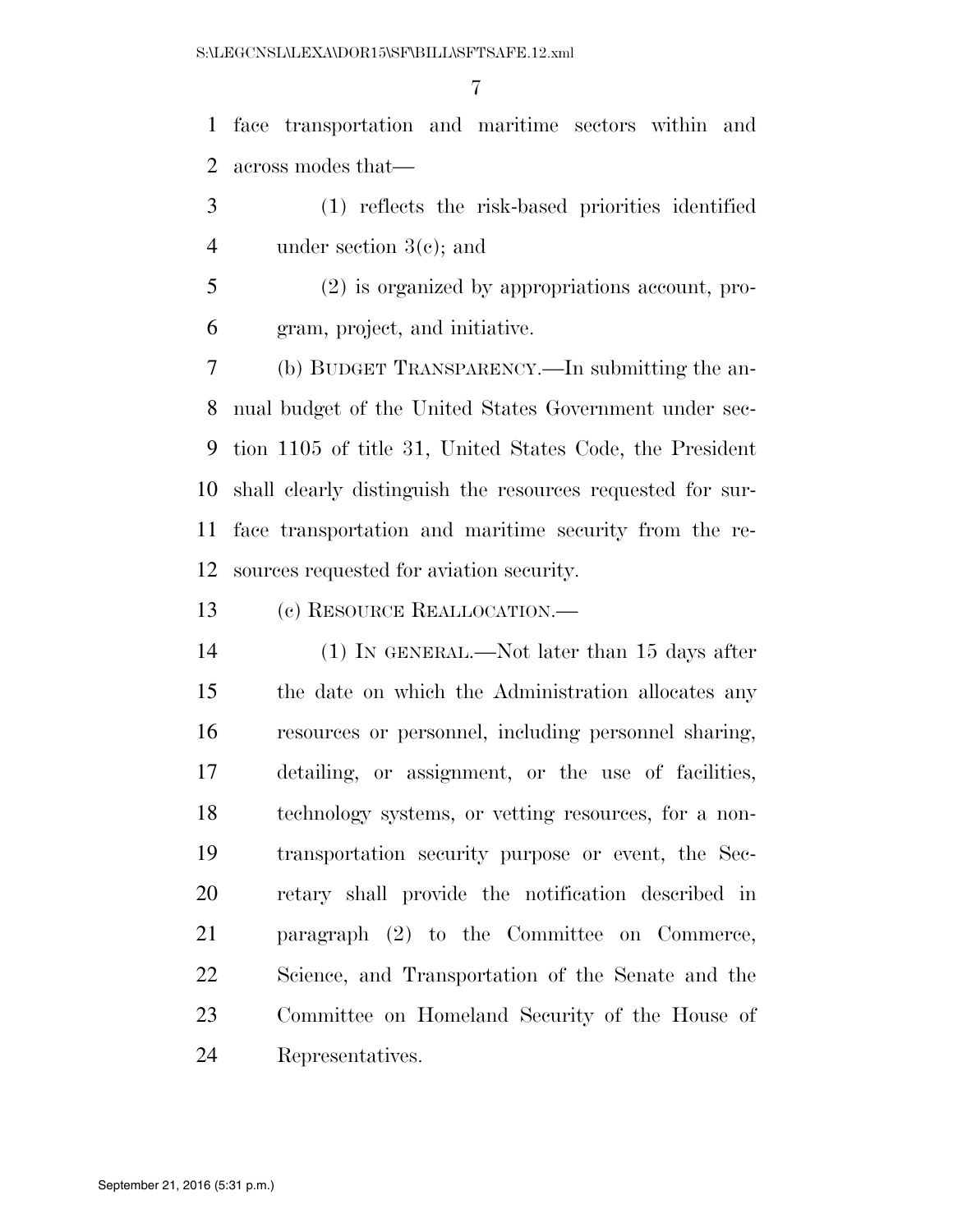face transportation and maritime sectors within and across modes that—

(1) reflects the risk-based priorities identified under section 3(c); and

(2) is organized by appropriations account, program, project, and initiative.

(b) BUDGET TRANSPARENCY.—In submitting the annual budget of the United States Government under section 1105 of title 31, United States Code, the President shall clearly distinguish the resources requested for surface transportation and maritime security from the resources requested for aviation security.

(c) RESOURCE REALLOCATION.—

(1) IN GENERAL.—Not later than 15 days after the date on which the Administration allocates any resources or personnel, including personnel sharing, detailing, or assignment, or the use of facilities, technology systems, or vetting resources, for a nontransportation security purpose or event, the Secretary shall provide the notification described in paragraph (2) to the Committee on Commerce, Science, and Transportation of the Senate and the Committee on Homeland Security of the House of Representatives.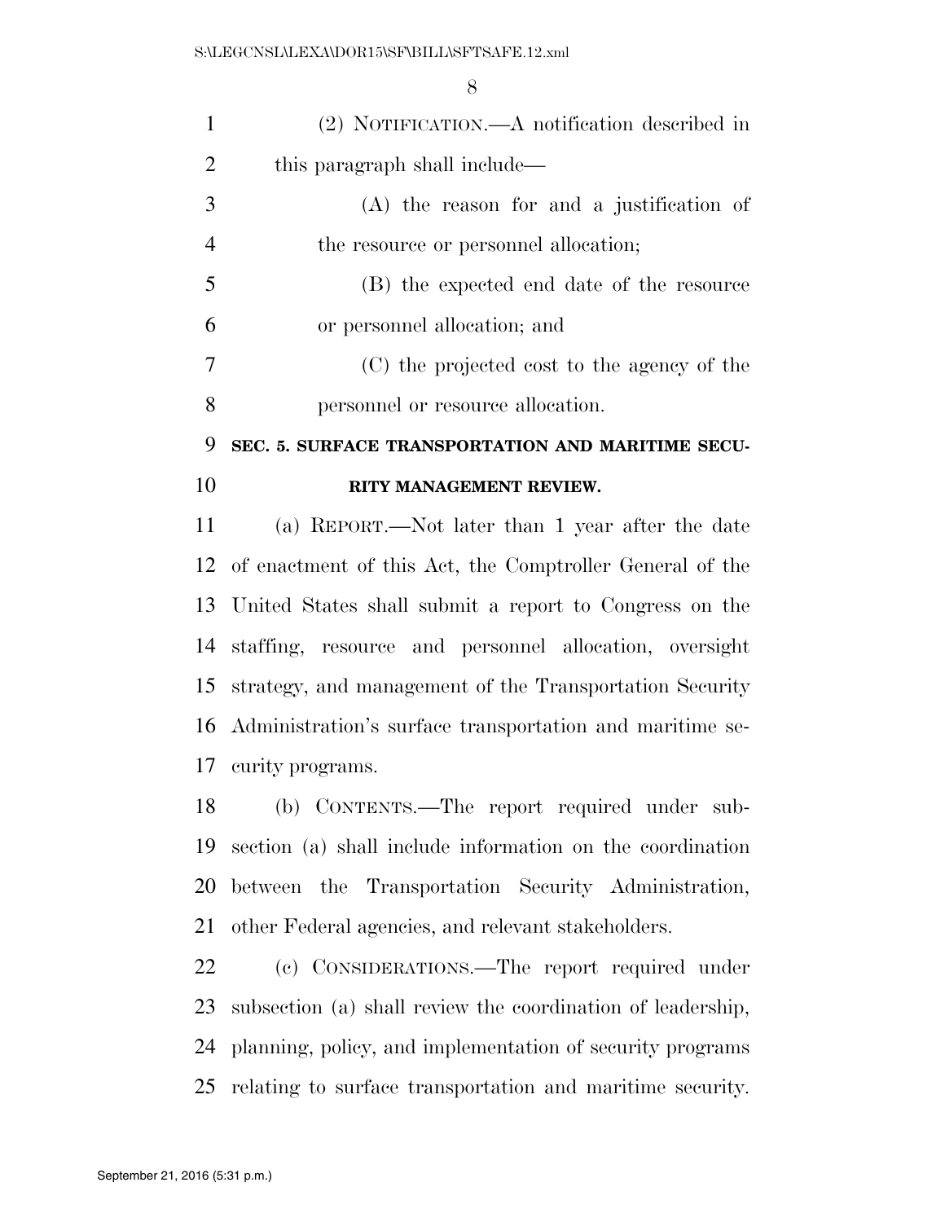(2) NOTIFICATION.—A notification described in this paragraph shall include—

(A) the reason for and a justification of the resource or personnel allocation;

(B) the expected end date of the resource or personnel allocation; and

(C) the projected cost to the agency of the personnel or resource allocation.

## SEC. 5. SURFACE TRANSPORTATION AND MARITIME SECURITY MANAGEMENT REVIEW.

(a) REPORT.—Not later than 1 year after the date of enactment of this Act, the Comptroller General of the United States shall submit a report to Congress on the staffing, resource and personnel allocation, oversight strategy, and management of the Transportation Security Administration's surface transportation and maritime security programs.

(b) CONTENTS.—The report required under subsection (a) shall include information on the coordination between the Transportation Security Administration, other Federal agencies, and relevant stakeholders.

(c) CONSIDERATIONS.—The report required under subsection (a) shall review the coordination of leadership, planning, policy, and implementation of security programs relating to surface transportation and maritime security.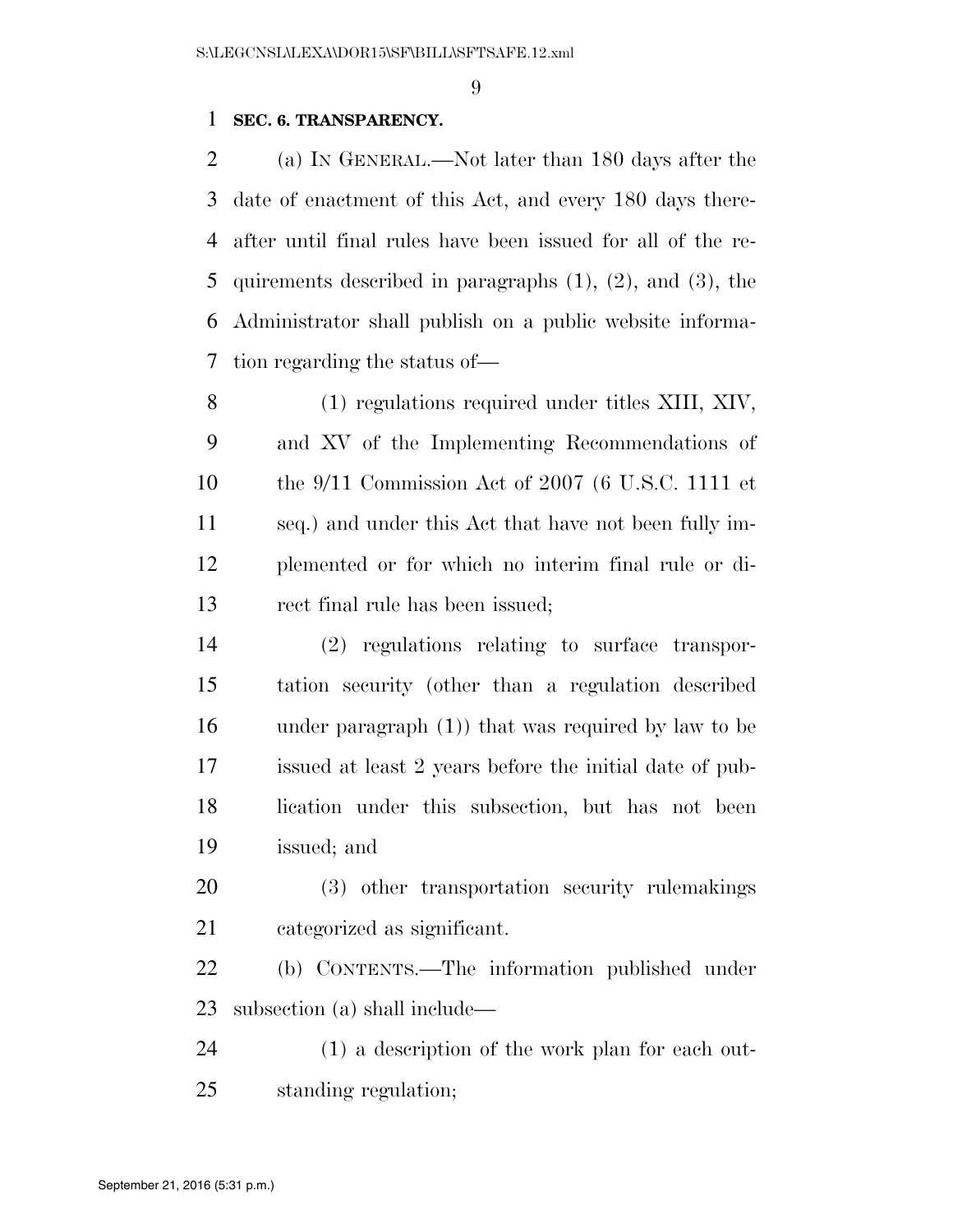**SEC. 6. TRANSPARENCY.**

(a) IN GENERAL.—Not later than 180 days after the date of enactment of this Act, and every 180 days thereafter until final rules have been issued for all of the requirements described in paragraphs (1), (2), and (3), the Administrator shall publish on a public website information regarding the status of—

(1) regulations required under titles XIII, XIV, and XV of the Implementing Recommendations of the 9/11 Commission Act of 2007 (6 U.S.C. 1111 et seq.) and under this Act that have not been fully implemented or for which no interim final rule or direct final rule has been issued;

(2) regulations relating to surface transportation security (other than a regulation described under paragraph (1)) that was required by law to be issued at least 2 years before the initial date of publication under this subsection, but has not been issued; and

(3) other transportation security rulemakings categorized as significant.

(b) CONTENTS.—The information published under subsection (a) shall include—

(1) a description of the work plan for each outstanding regulation;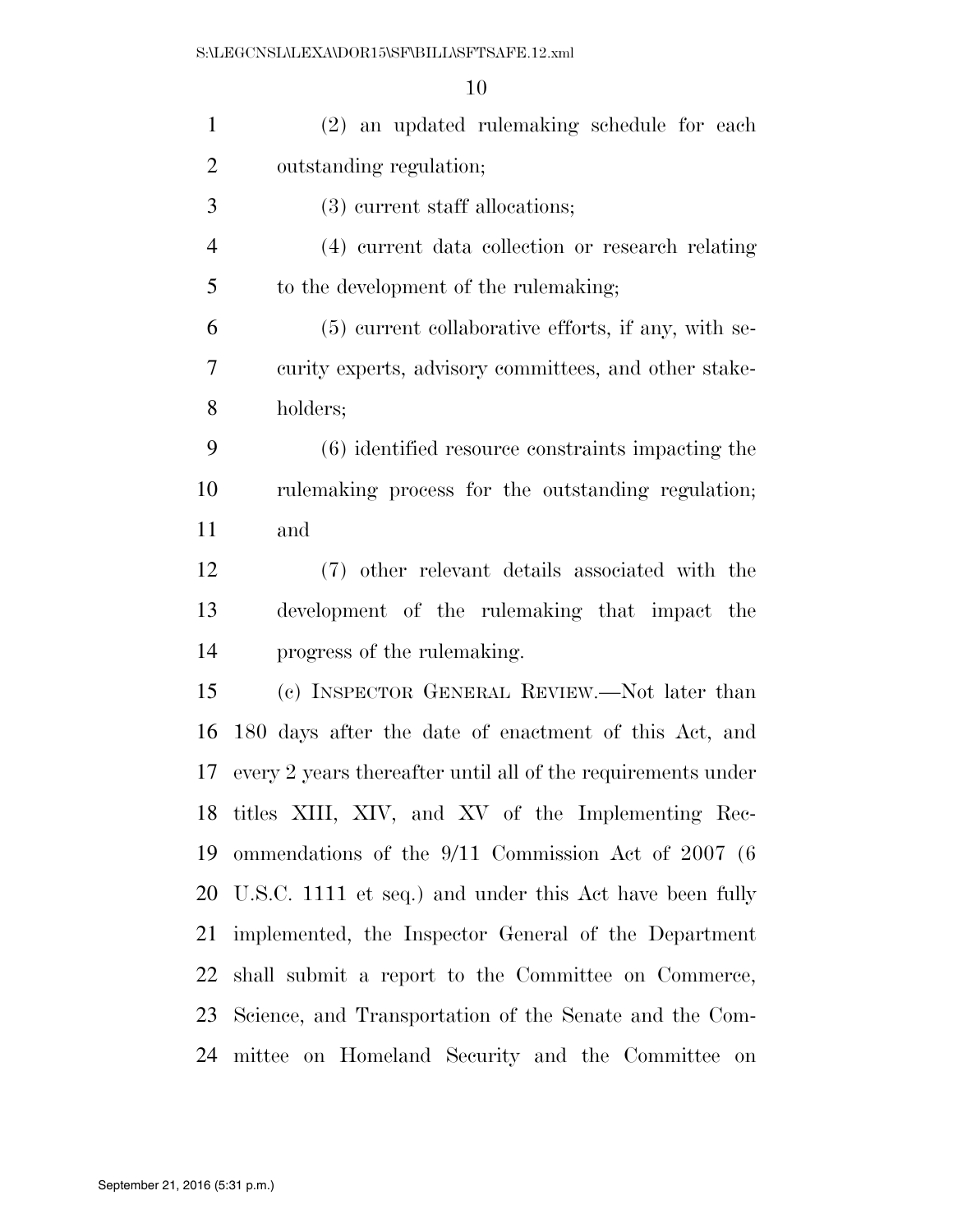(2) an updated rulemaking schedule for each outstanding regulation;

(3) current staff allocations;

(4) current data collection or research relating to the development of the rulemaking;

(5) current collaborative efforts, if any, with security experts, advisory committees, and other stakeholders;

(6) identified resource constraints impacting the rulemaking process for the outstanding regulation; and

(7) other relevant details associated with the development of the rulemaking that impact the progress of the rulemaking.

(c) INSPECTOR GENERAL REVIEW.—Not later than 180 days after the date of enactment of this Act, and every 2 years thereafter until all of the requirements under titles XIII, XIV, and XV of the Implementing Recommendations of the 9/11 Commission Act of 2007 (6 U.S.C. 1111 et seq.) and under this Act have been fully implemented, the Inspector General of the Department shall submit a report to the Committee on Commerce, Science, and Transportation of the Senate and the Committee on Homeland Security and the Committee on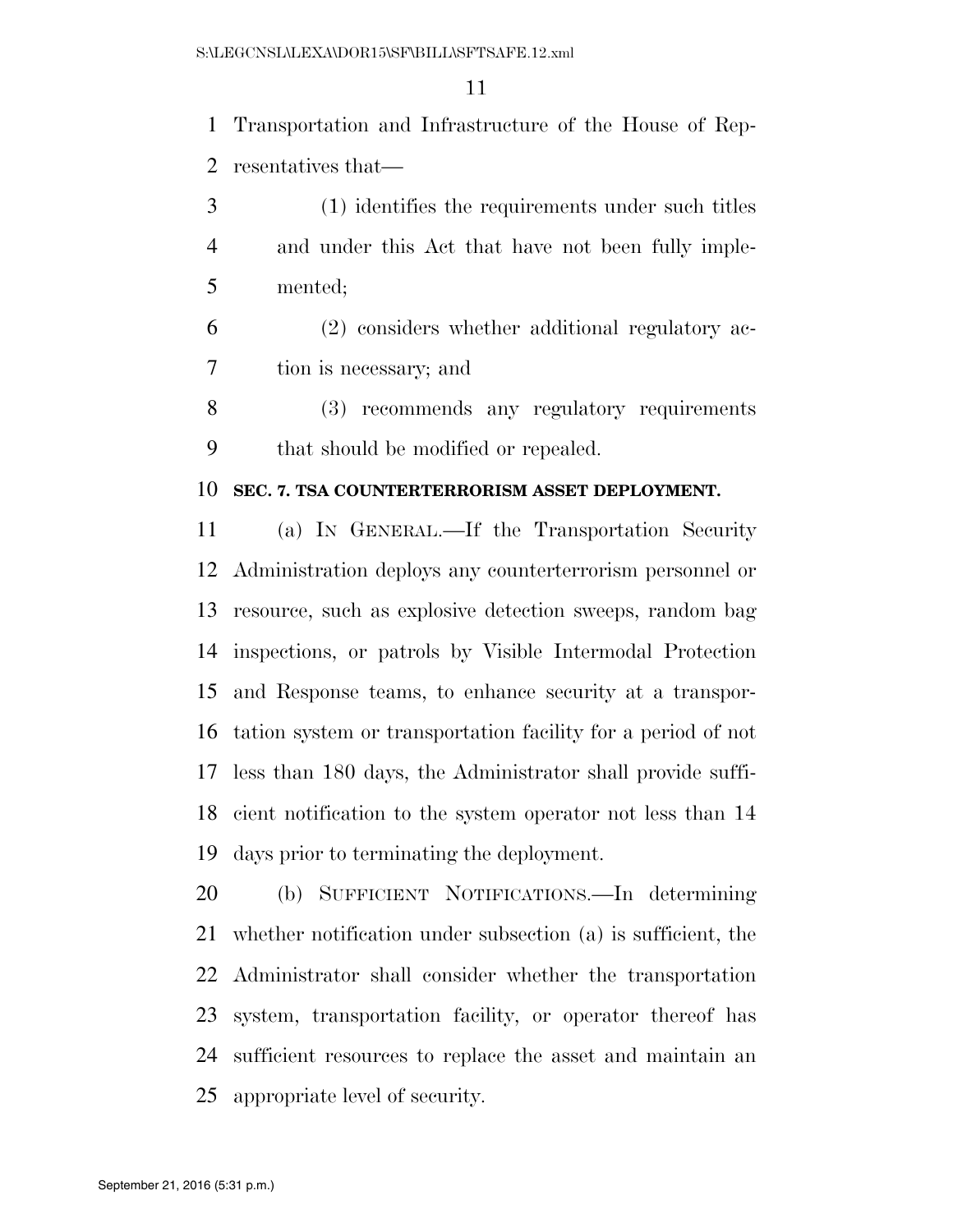Transportation and Infrastructure of the House of Representatives that—

(1) identifies the requirements under such titles and under this Act that have not been fully implemented;

(2) considers whether additional regulatory action is necessary; and

(3) recommends any regulatory requirements that should be modified or repealed.

**SEC. 7. TSA COUNTERTERRORISM ASSET DEPLOYMENT.**

(a) IN GENERAL.—If the Transportation Security Administration deploys any counterterrorism personnel or resource, such as explosive detection sweeps, random bag inspections, or patrols by Visible Intermodal Protection and Response teams, to enhance security at a transportation system or transportation facility for a period of not less than 180 days, the Administrator shall provide sufficient notification to the system operator not less than 14 days prior to terminating the deployment.

(b) SUFFICIENT NOTIFICATIONS.—In determining whether notification under subsection (a) is sufficient, the Administrator shall consider whether the transportation system, transportation facility, or operator thereof has sufficient resources to replace the asset and maintain an appropriate level of security.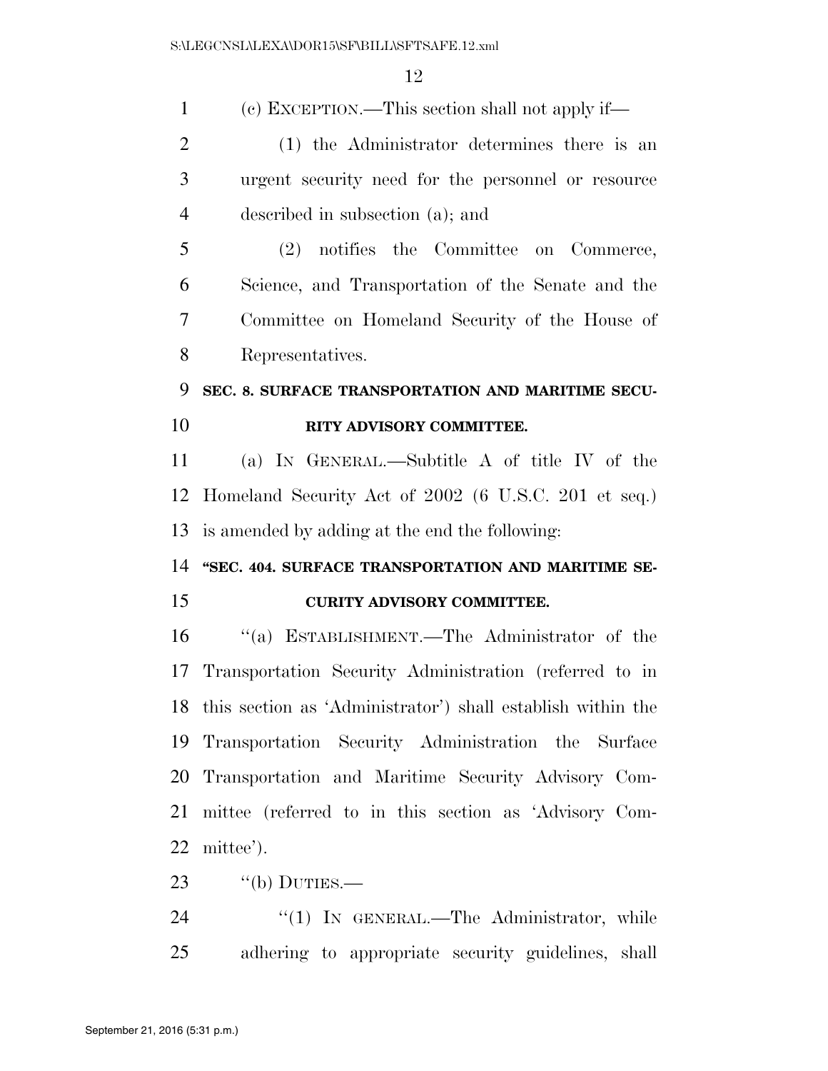(c) EXCEPTION.—This section shall not apply if—

(1) the Administrator determines there is an urgent security need for the personnel or resource described in subsection (a); and

(2) notifies the Committee on Commerce, Science, and Transportation of the Senate and the Committee on Homeland Security of the House of Representatives.

**SEC. 8. SURFACE TRANSPORTATION AND MARITIME SECURITY ADVISORY COMMITTEE.**

(a) IN GENERAL.—Subtitle A of title IV of the Homeland Security Act of 2002 (6 U.S.C. 201 et seq.) is amended by adding at the end the following:

**"SEC. 404. SURFACE TRANSPORTATION AND MARITIME SECURITY ADVISORY COMMITTEE.**

"(a) ESTABLISHMENT.—The Administrator of the Transportation Security Administration (referred to in this section as 'Administrator') shall establish within the Transportation Security Administration the Surface Transportation and Maritime Security Advisory Committee (referred to in this section as 'Advisory Committee').

"(b) DUTIES.—

"(1) IN GENERAL.—The Administrator, while adhering to appropriate security guidelines, shall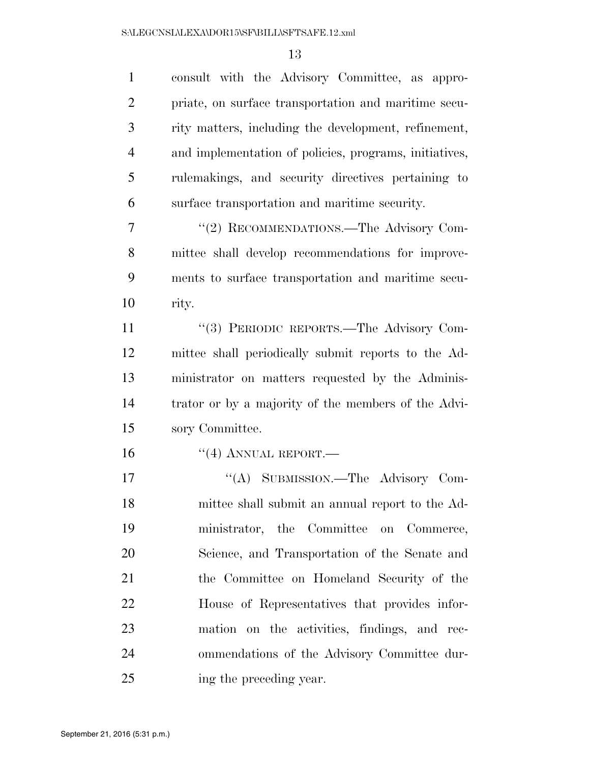consult with the Advisory Committee, as appropriate, on surface transportation and maritime security matters, including the development, refinement, and implementation of policies, programs, initiatives, rulemakings, and security directives pertaining to surface transportation and maritime security.

''(2) RECOMMENDATIONS.—The Advisory Committee shall develop recommendations for improvements to surface transportation and maritime security.

''(3) PERIODIC REPORTS.—The Advisory Committee shall periodically submit reports to the Administrator on matters requested by the Administrator or by a majority of the members of the Advisory Committee.

''(4) ANNUAL REPORT.—

''(A) SUBMISSION.—The Advisory Committee shall submit an annual report to the Administrator, the Committee on Commerce, Science, and Transportation of the Senate and the Committee on Homeland Security of the House of Representatives that provides information on the activities, findings, and recommendations of the Advisory Committee during the preceding year.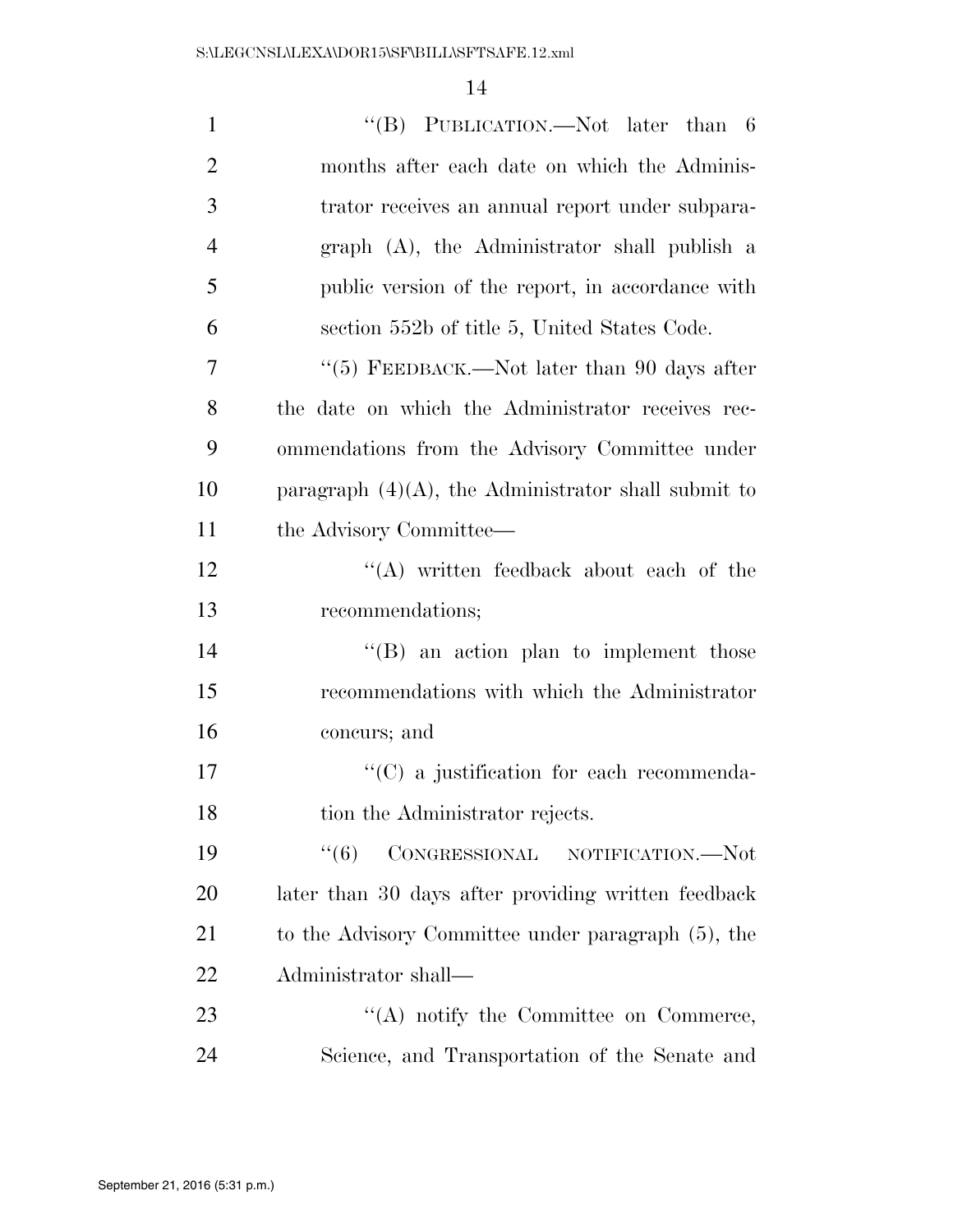''(B) PUBLICATION.—Not later than 6 months after each date on which the Administrator receives an annual report under subparagraph (A), the Administrator shall publish a public version of the report, in accordance with section 552b of title 5, United States Code.

''(5) FEEDBACK.—Not later than 90 days after the date on which the Administrator receives recommendations from the Advisory Committee under paragraph (4)(A), the Administrator shall submit to the Advisory Committee—

''(A) written feedback about each of the recommendations;

''(B) an action plan to implement those recommendations with which the Administrator concurs; and

''(C) a justification for each recommendation the Administrator rejects.

''(6) CONGRESSIONAL NOTIFICATION.—Not later than 30 days after providing written feedback to the Advisory Committee under paragraph (5), the Administrator shall—

''(A) notify the Committee on Commerce, Science, and Transportation of the Senate and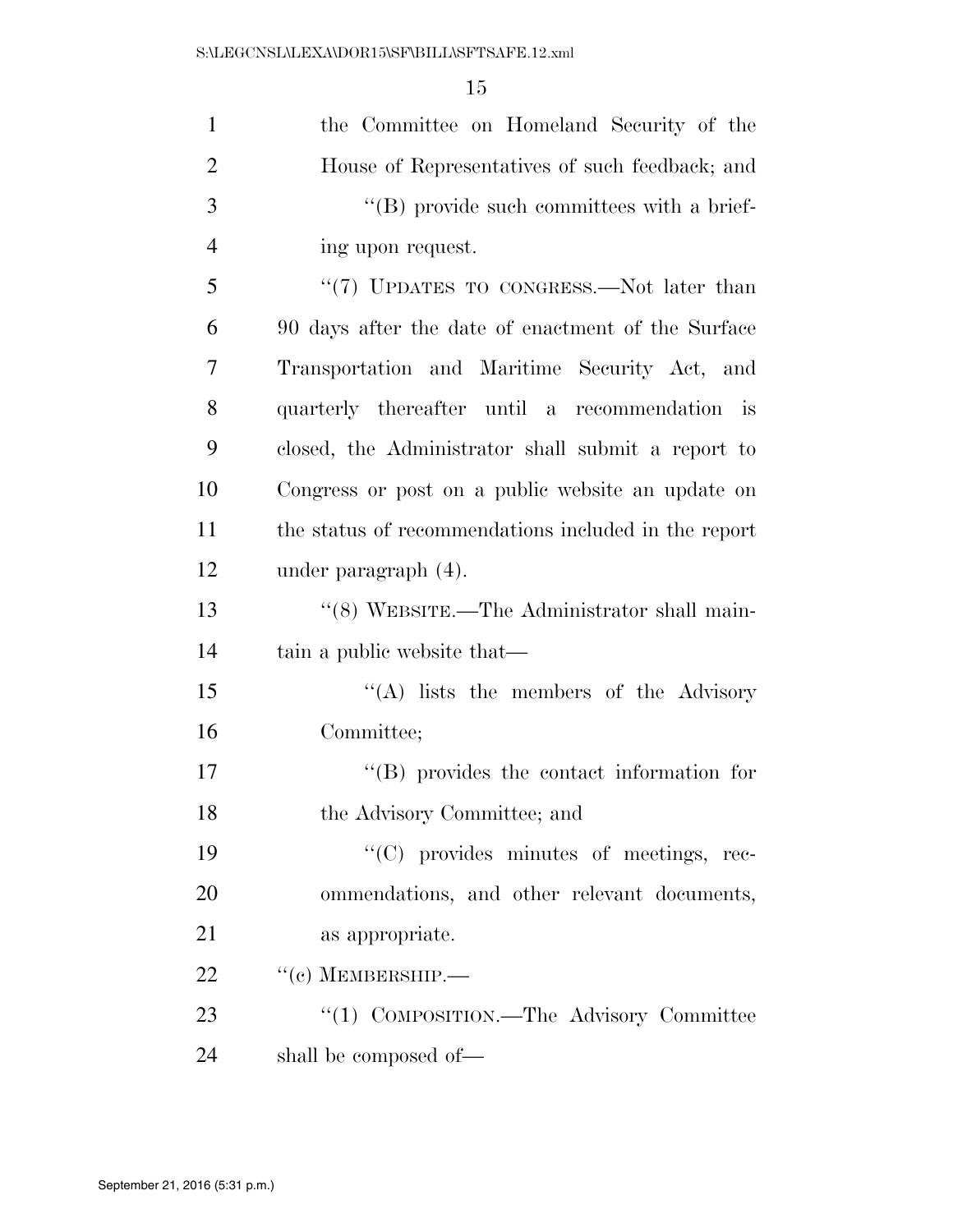the Committee on Homeland Security of the House of Representatives of such feedback; and

''(B) provide such committees with a briefing upon request.

''(7) UPDATES TO CONGRESS.—Not later than 90 days after the date of enactment of the Surface Transportation and Maritime Security Act, and quarterly thereafter until a recommendation is closed, the Administrator shall submit a report to Congress or post on a public website an update on the status of recommendations included in the report under paragraph (4).

''(8) WEBSITE.—The Administrator shall maintain a public website that—

''(A) lists the members of the Advisory Committee;

''(B) provides the contact information for the Advisory Committee; and

''(C) provides minutes of meetings, recommendations, and other relevant documents, as appropriate.

''(c) MEMBERSHIP.—

''(1) COMPOSITION.—The Advisory Committee shall be composed of—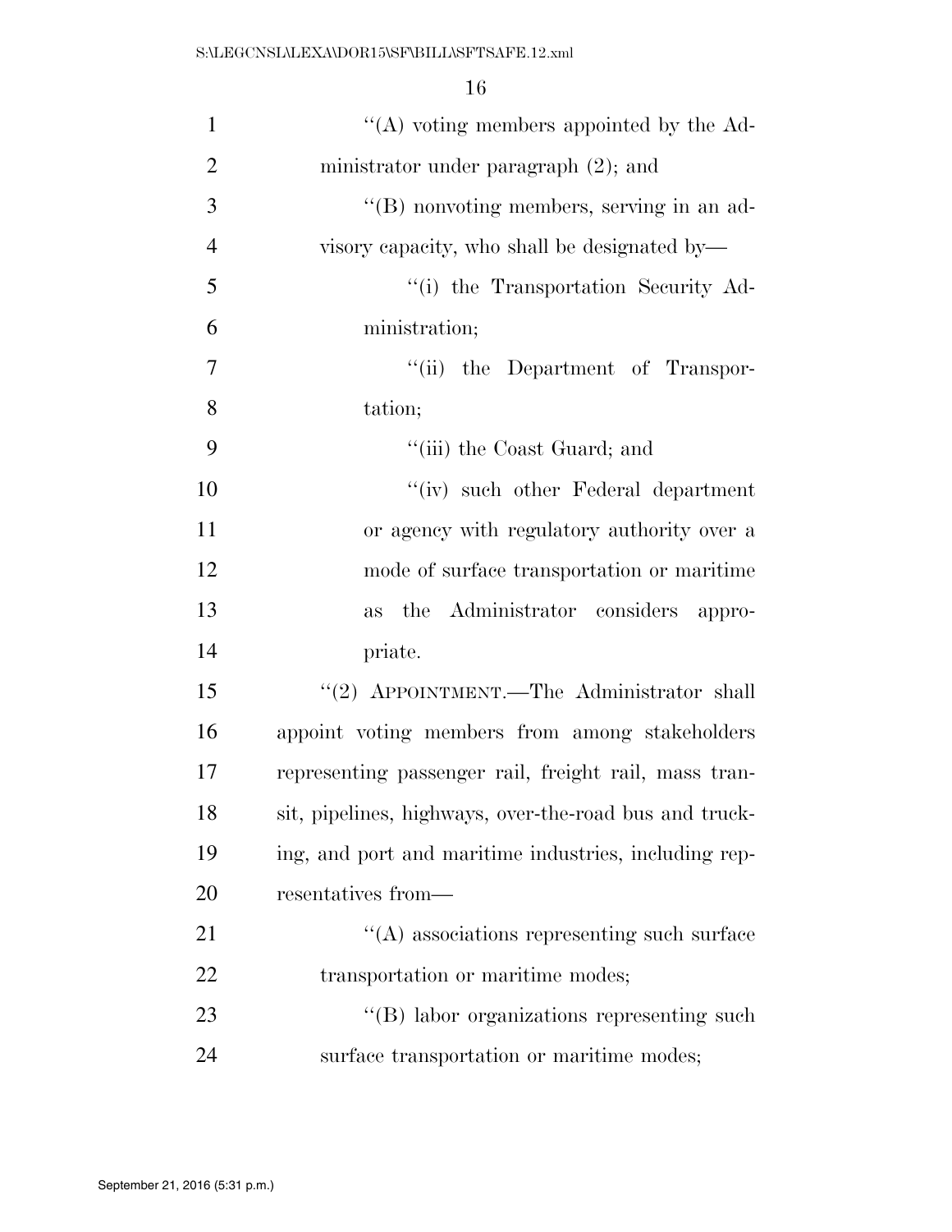''(A) voting members appointed by the Administrator under paragraph (2); and

''(B) nonvoting members, serving in an advisory capacity, who shall be designated by—

''(i) the Transportation Security Administration;

''(ii) the Department of Transportation;

''(iii) the Coast Guard; and

''(iv) such other Federal department or agency with regulatory authority over a mode of surface transportation or maritime as the Administrator considers appropriate.

''(2) APPOINTMENT.—The Administrator shall appoint voting members from among stakeholders representing passenger rail, freight rail, mass transit, pipelines, highways, over-the-road bus and trucking, and port and maritime industries, including representatives from—

''(A) associations representing such surface transportation or maritime modes;

''(B) labor organizations representing such surface transportation or maritime modes;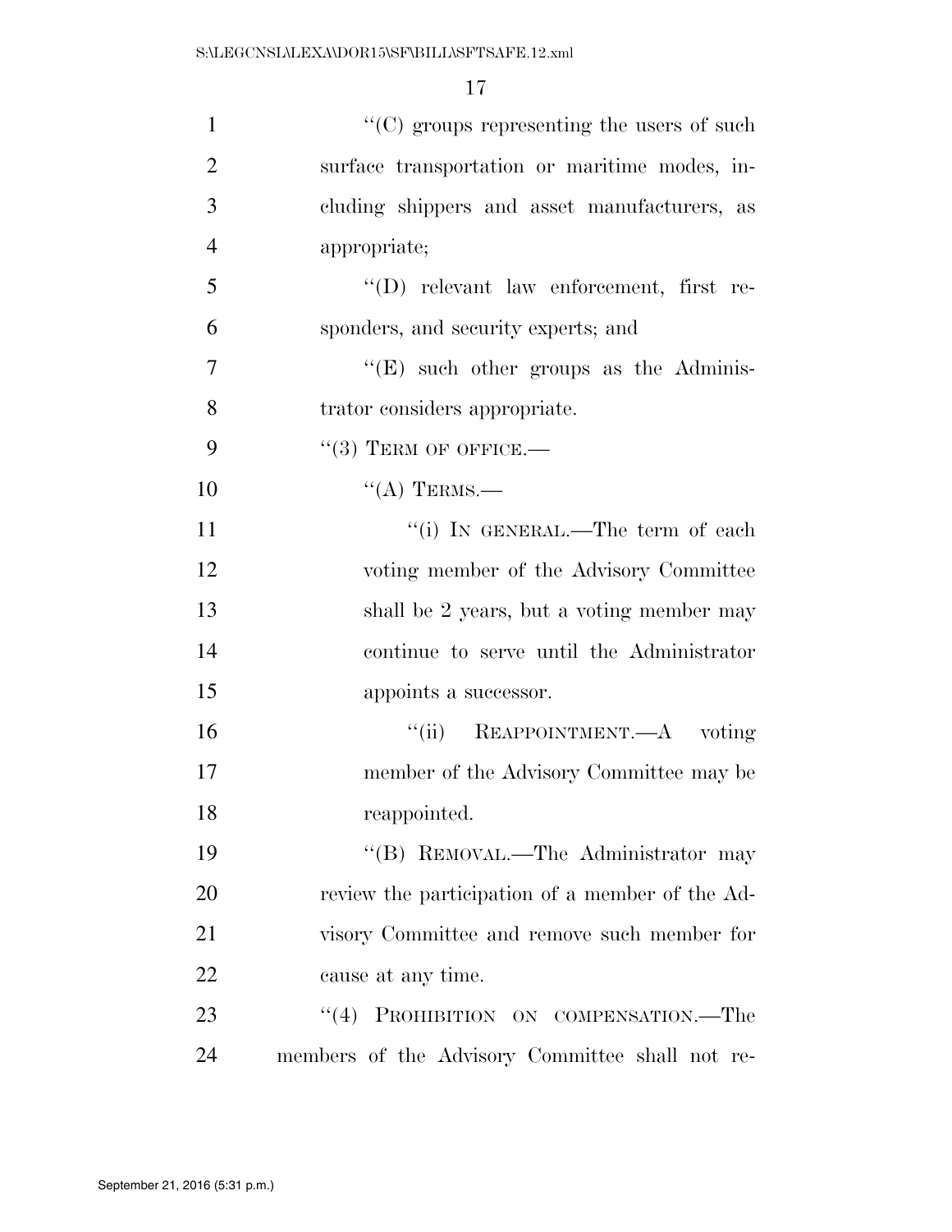''(C) groups representing the users of such surface transportation or maritime modes, including shippers and asset manufacturers, as appropriate;

''(D) relevant law enforcement, first responders, and security experts; and

''(E) such other groups as the Administrator considers appropriate.

''(3) TERM OF OFFICE.—

''(A) TERMS.—

''(i) IN GENERAL.—The term of each voting member of the Advisory Committee shall be 2 years, but a voting member may continue to serve until the Administrator appoints a successor.

''(ii) REAPPOINTMENT.—A voting member of the Advisory Committee may be reappointed.

''(B) REMOVAL.—The Administrator may review the participation of a member of the Advisory Committee and remove such member for cause at any time.

''(4) PROHIBITION ON COMPENSATION.—The members of the Advisory Committee shall not re-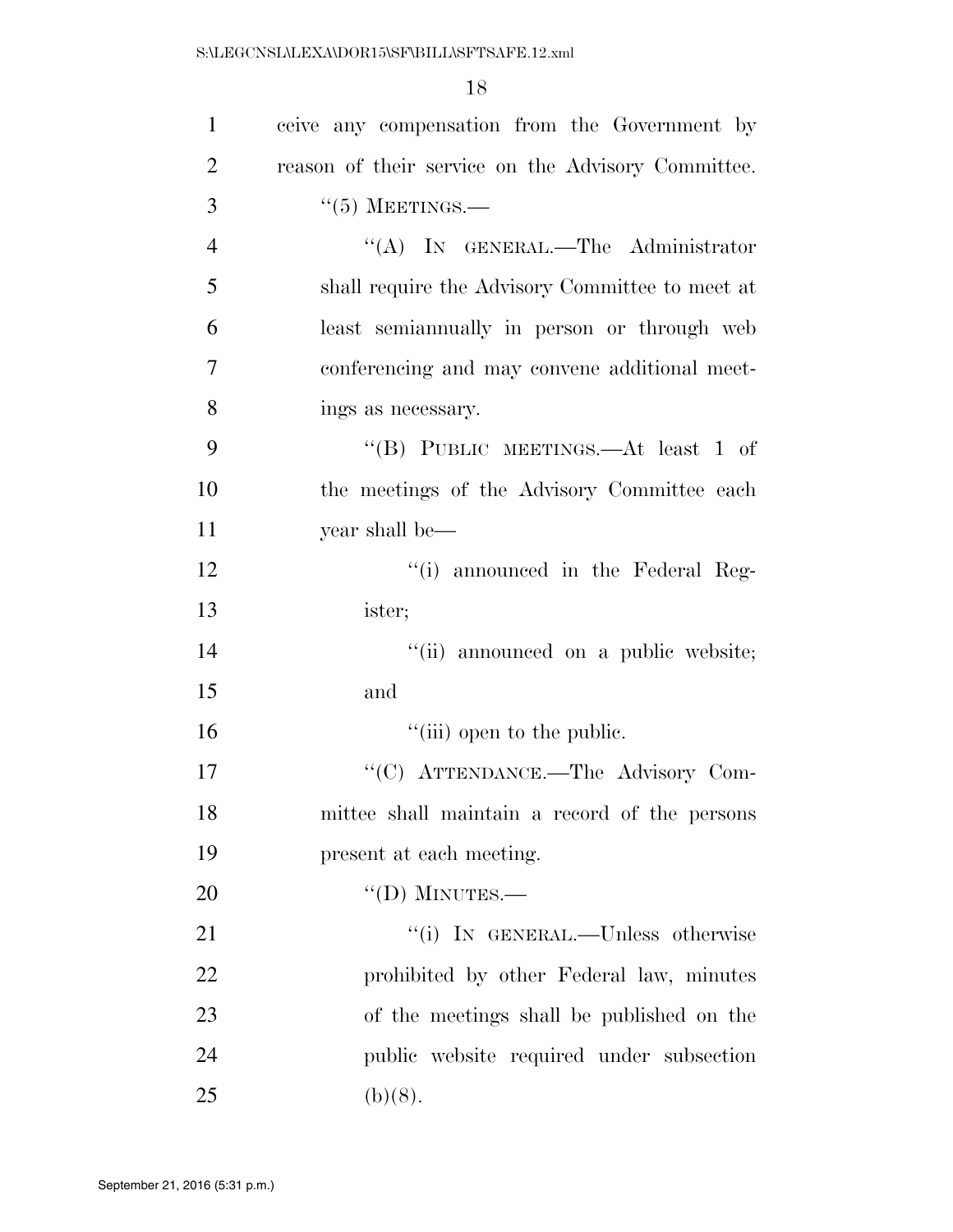ceive any compensation from the Government by reason of their service on the Advisory Committee.

''(5) MEETINGS.—

''(A) IN GENERAL.—The Administrator shall require the Advisory Committee to meet at least semiannually in person or through web conferencing and may convene additional meetings as necessary.

''(B) PUBLIC MEETINGS.—At least 1 of the meetings of the Advisory Committee each year shall be—

''(i) announced in the Federal Register;

''(ii) announced on a public website; and

''(iii) open to the public.

''(C) ATTENDANCE.—The Advisory Committee shall maintain a record of the persons present at each meeting.

''(D) MINUTES.—

''(i) IN GENERAL.—Unless otherwise prohibited by other Federal law, minutes of the meetings shall be published on the public website required under subsection (b)(8).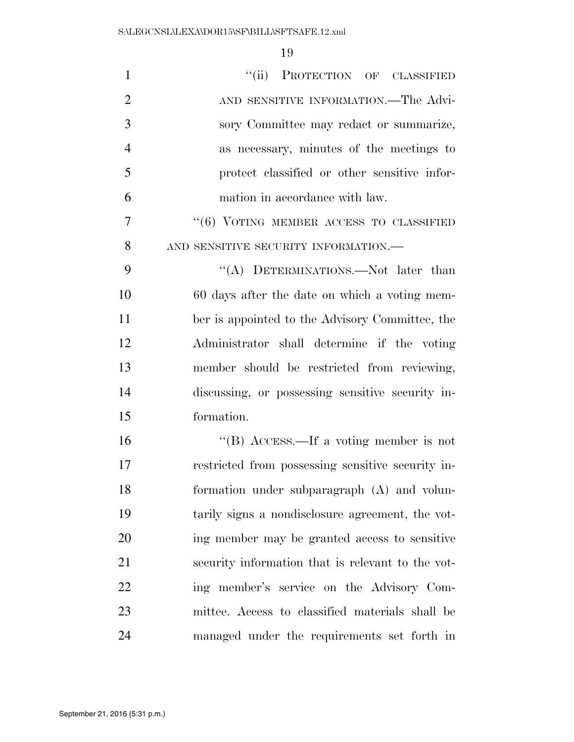"(ii) PROTECTION OF CLASSIFIED AND SENSITIVE INFORMATION.—The Advisory Committee may redact or summarize, as necessary, minutes of the meetings to protect classified or other sensitive information in accordance with law.

"(6) VOTING MEMBER ACCESS TO CLASSIFIED AND SENSITIVE SECURITY INFORMATION.—

"(A) DETERMINATIONS.—Not later than 60 days after the date on which a voting member is appointed to the Advisory Committee, the Administrator shall determine if the voting member should be restricted from reviewing, discussing, or possessing sensitive security information.

"(B) ACCESS.—If a voting member is not restricted from possessing sensitive security information under subparagraph (A) and voluntarily signs a nondisclosure agreement, the voting member may be granted access to sensitive security information that is relevant to the voting member's service on the Advisory Committee. Access to classified materials shall be managed under the requirements set forth in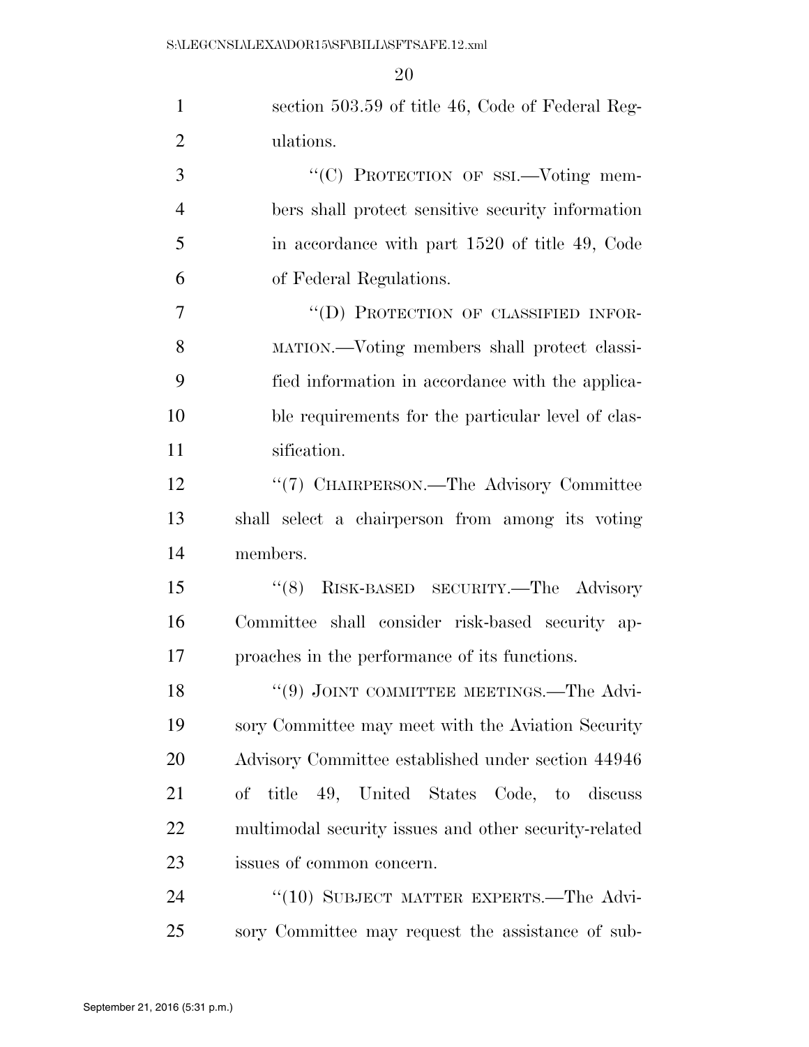section 503.59 of title 46, Code of Federal Regulations.

"(C) PROTECTION OF SSI.—Voting members shall protect sensitive security information in accordance with part 1520 of title 49, Code of Federal Regulations.

"(D) PROTECTION OF CLASSIFIED INFORMATION.—Voting members shall protect classified information in accordance with the applicable requirements for the particular level of classification.

"(7) CHAIRPERSON.—The Advisory Committee shall select a chairperson from among its voting members.

"(8) RISK-BASED SECURITY.—The Advisory Committee shall consider risk-based security approaches in the performance of its functions.

"(9) JOINT COMMITTEE MEETINGS.—The Advisory Committee may meet with the Aviation Security Advisory Committee established under section 44946 of title 49, United States Code, to discuss multimodal security issues and other security-related issues of common concern.

"(10) SUBJECT MATTER EXPERTS.—The Advisory Committee may request the assistance of sub-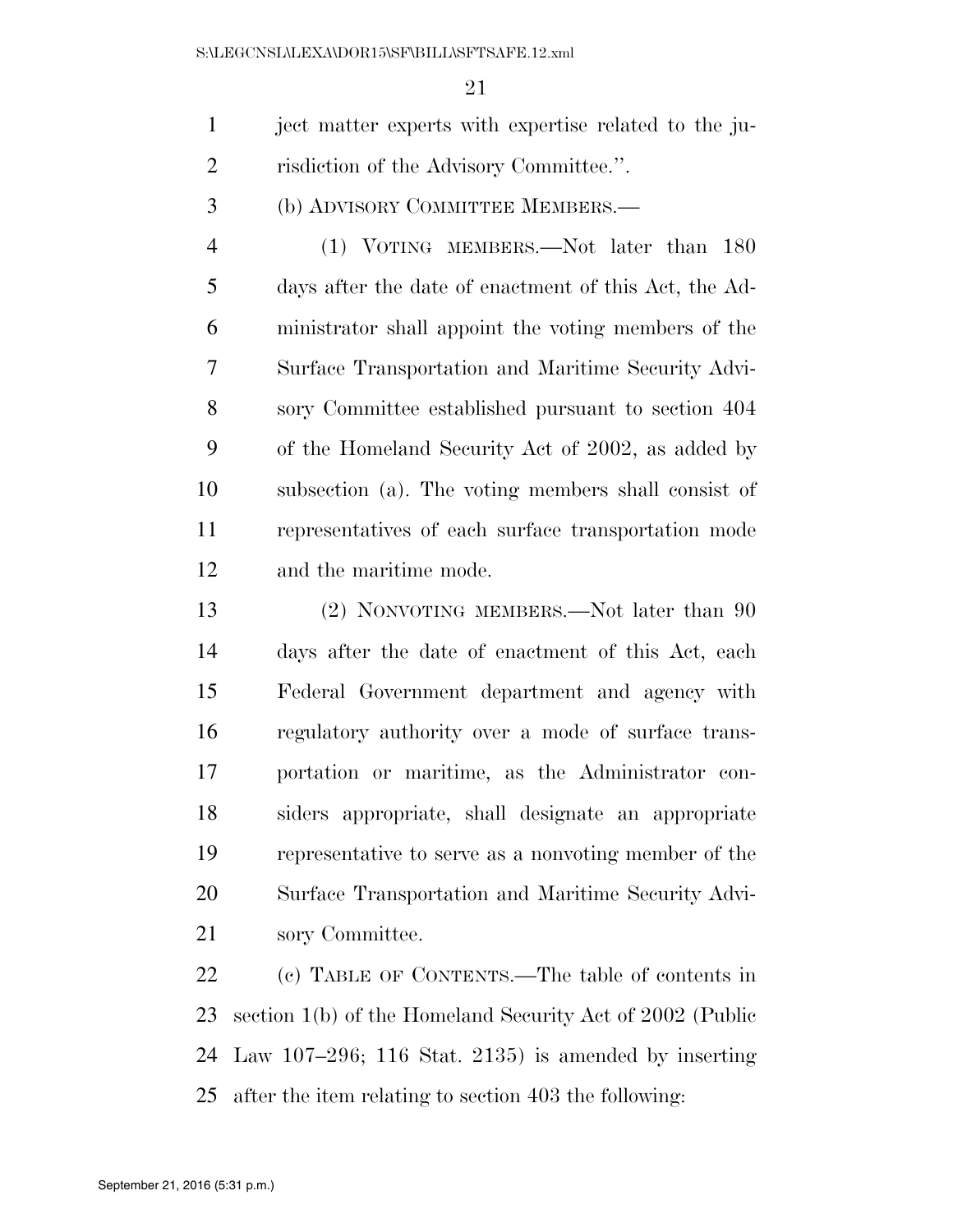ject matter experts with expertise related to the jurisdiction of the Advisory Committee.''.

(b) ADVISORY COMMITTEE MEMBERS.—

(1) VOTING MEMBERS.—Not later than 180 days after the date of enactment of this Act, the Administrator shall appoint the voting members of the Surface Transportation and Maritime Security Advisory Committee established pursuant to section 404 of the Homeland Security Act of 2002, as added by subsection (a). The voting members shall consist of representatives of each surface transportation mode and the maritime mode.

(2) NONVOTING MEMBERS.—Not later than 90 days after the date of enactment of this Act, each Federal Government department and agency with regulatory authority over a mode of surface transportation or maritime, as the Administrator considers appropriate, shall designate an appropriate representative to serve as a nonvoting member of the Surface Transportation and Maritime Security Advisory Committee.

(c) TABLE OF CONTENTS.—The table of contents in section 1(b) of the Homeland Security Act of 2002 (Public Law 107–296; 116 Stat. 2135) is amended by inserting after the item relating to section 403 the following: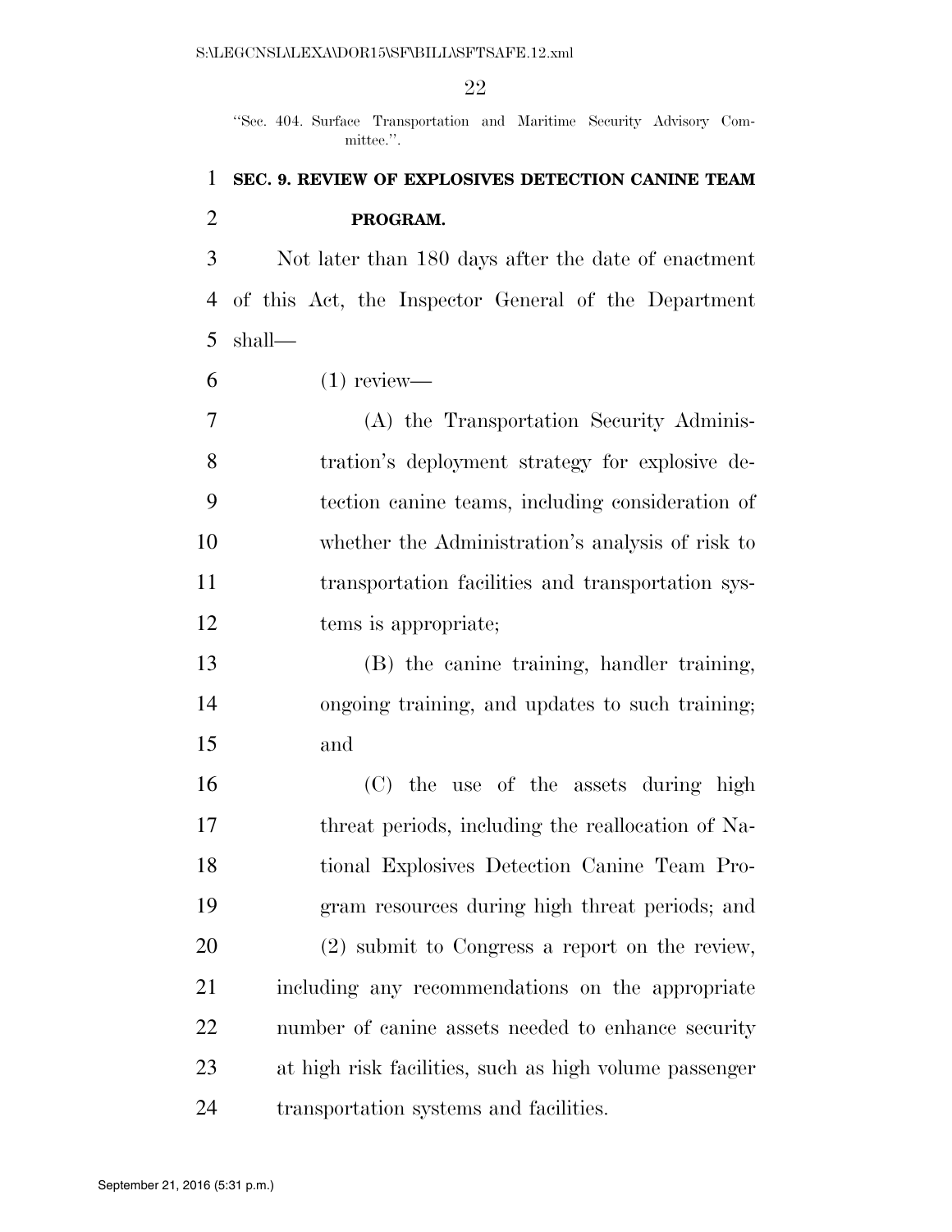"Sec. 404. Surface Transportation and Maritime Security Advisory Committee.".

**SEC. 9. REVIEW OF EXPLOSIVES DETECTION CANINE TEAM PROGRAM.**

Not later than 180 days after the date of enactment of this Act, the Inspector General of the Department shall—

(1) review—

(A) the Transportation Security Administration's deployment strategy for explosive detection canine teams, including consideration of whether the Administration's analysis of risk to transportation facilities and transportation systems is appropriate;

(B) the canine training, handler training, ongoing training, and updates to such training; and

(C) the use of the assets during high threat periods, including the reallocation of National Explosives Detection Canine Team Program resources during high threat periods; and

(2) submit to Congress a report on the review, including any recommendations on the appropriate number of canine assets needed to enhance security at high risk facilities, such as high volume passenger transportation systems and facilities.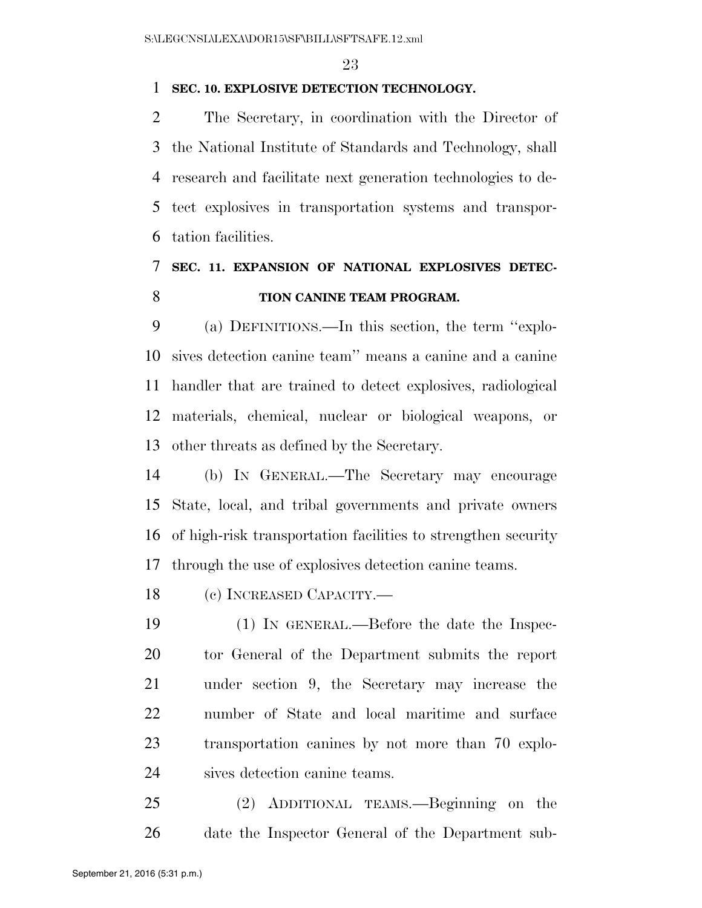**SEC. 10. EXPLOSIVE DETECTION TECHNOLOGY.**

The Secretary, in coordination with the Director of the National Institute of Standards and Technology, shall research and facilitate next generation technologies to detect explosives in transportation systems and transportation facilities.

**SEC. 11. EXPANSION OF NATIONAL EXPLOSIVES DETECTION CANINE TEAM PROGRAM.**

(a) DEFINITIONS.—In this section, the term ''explosives detection canine team'' means a canine and a canine handler that are trained to detect explosives, radiological materials, chemical, nuclear or biological weapons, or other threats as defined by the Secretary.

(b) IN GENERAL.—The Secretary may encourage State, local, and tribal governments and private owners of high-risk transportation facilities to strengthen security through the use of explosives detection canine teams.

(c) INCREASED CAPACITY.—

(1) IN GENERAL.—Before the date the Inspector General of the Department submits the report under section 9, the Secretary may increase the number of State and local maritime and surface transportation canines by not more than 70 explosives detection canine teams.

(2) ADDITIONAL TEAMS.—Beginning on the date the Inspector General of the Department sub-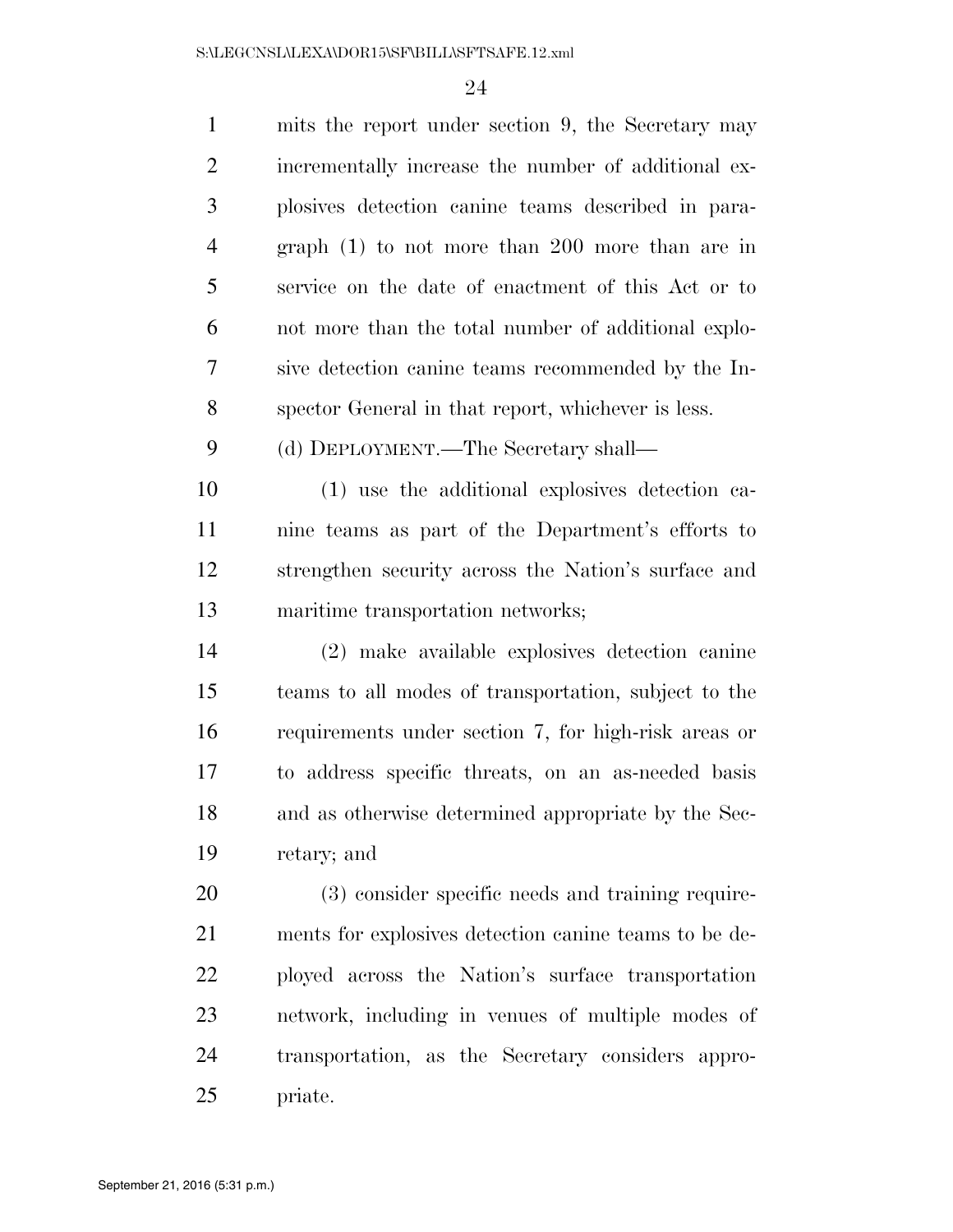mits the report under section 9, the Secretary may incrementally increase the number of additional explosives detection canine teams described in paragraph (1) to not more than 200 more than are in service on the date of enactment of this Act or to not more than the total number of additional explosive detection canine teams recommended by the Inspector General in that report, whichever is less.

(d) DEPLOYMENT.—The Secretary shall—

(1) use the additional explosives detection canine teams as part of the Department's efforts to strengthen security across the Nation's surface and maritime transportation networks;

(2) make available explosives detection canine teams to all modes of transportation, subject to the requirements under section 7, for high-risk areas or to address specific threats, on an as-needed basis and as otherwise determined appropriate by the Secretary; and

(3) consider specific needs and training requirements for explosives detection canine teams to be deployed across the Nation's surface transportation network, including in venues of multiple modes of transportation, as the Secretary considers appropriate.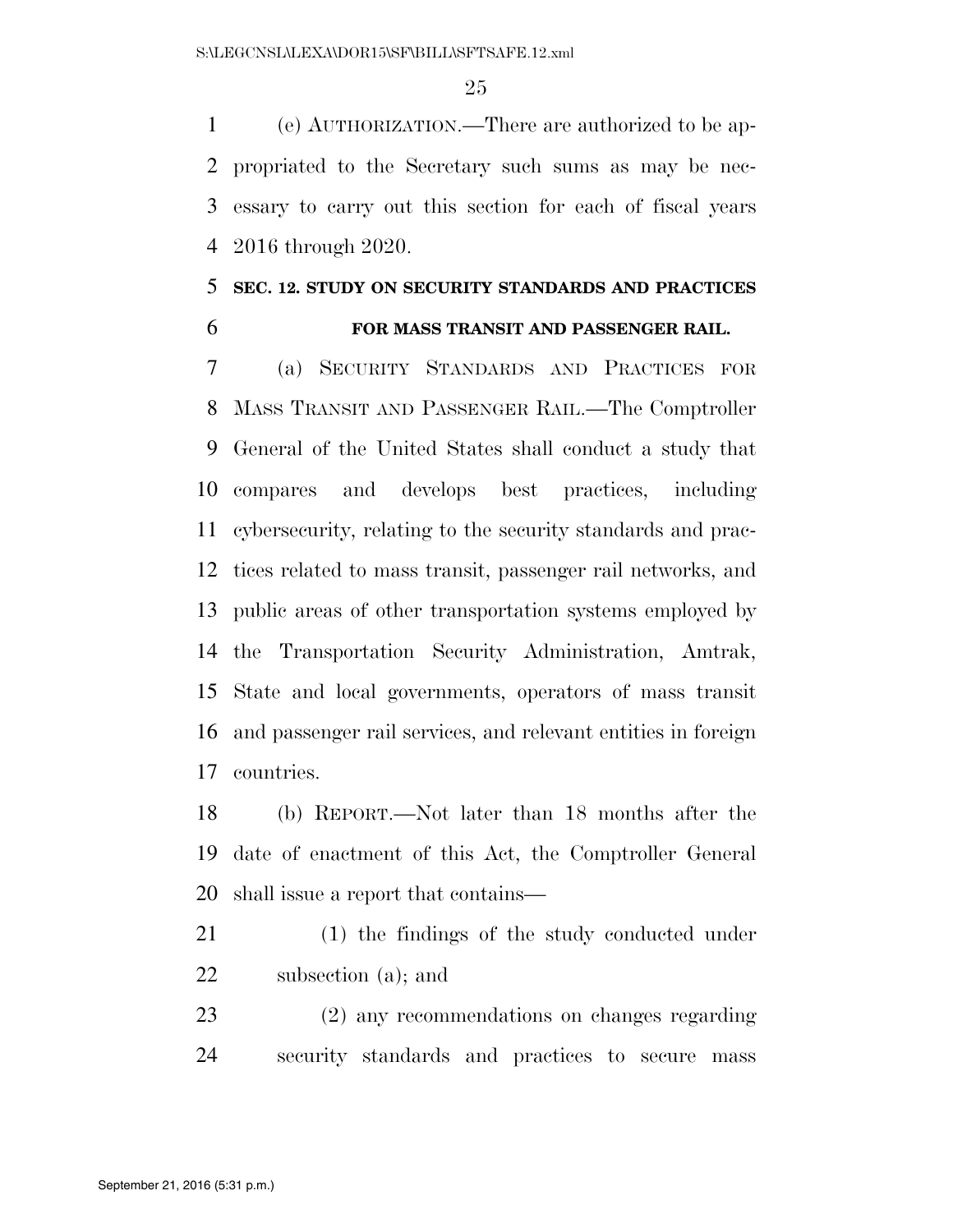(e) AUTHORIZATION.—There are authorized to be appropriated to the Secretary such sums as may be necessary to carry out this section for each of fiscal years 2016 through 2020.

## SEC. 12. STUDY ON SECURITY STANDARDS AND PRACTICES FOR MASS TRANSIT AND PASSENGER RAIL.

(a) SECURITY STANDARDS AND PRACTICES FOR MASS TRANSIT AND PASSENGER RAIL.—The Comptroller General of the United States shall conduct a study that compares and develops best practices, including cybersecurity, relating to the security standards and practices related to mass transit, passenger rail networks, and public areas of other transportation systems employed by the Transportation Security Administration, Amtrak, State and local governments, operators of mass transit and passenger rail services, and relevant entities in foreign countries.

(b) REPORT.—Not later than 18 months after the date of enactment of this Act, the Comptroller General shall issue a report that contains—

(1) the findings of the study conducted under subsection (a); and

(2) any recommendations on changes regarding security standards and practices to secure mass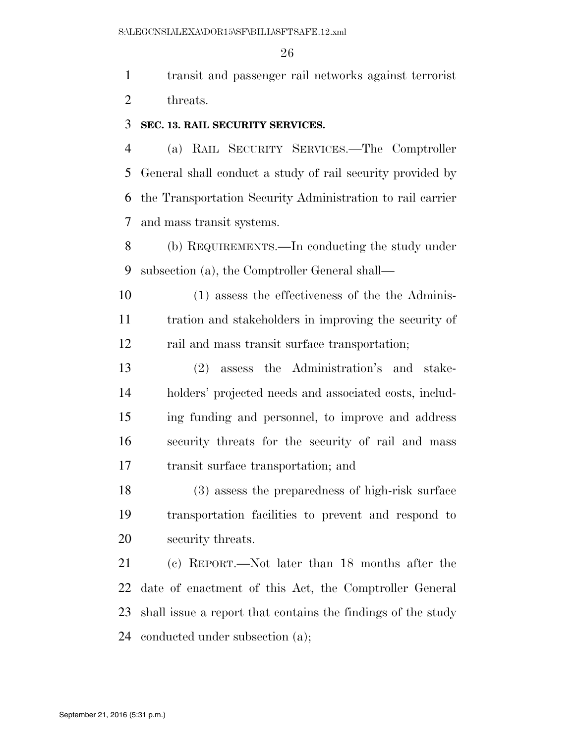transit and passenger rail networks against terrorist threats.

**SEC. 13. RAIL SECURITY SERVICES.**

(a) RAIL SECURITY SERVICES.—The Comptroller General shall conduct a study of rail security provided by the Transportation Security Administration to rail carrier and mass transit systems.

(b) REQUIREMENTS.—In conducting the study under subsection (a), the Comptroller General shall—

(1) assess the effectiveness of the the Administration and stakeholders in improving the security of rail and mass transit surface transportation;

(2) assess the Administration's and stakeholders' projected needs and associated costs, including funding and personnel, to improve and address security threats for the security of rail and mass transit surface transportation; and

(3) assess the preparedness of high-risk surface transportation facilities to prevent and respond to security threats.

(c) REPORT.—Not later than 18 months after the date of enactment of this Act, the Comptroller General shall issue a report that contains the findings of the study conducted under subsection (a);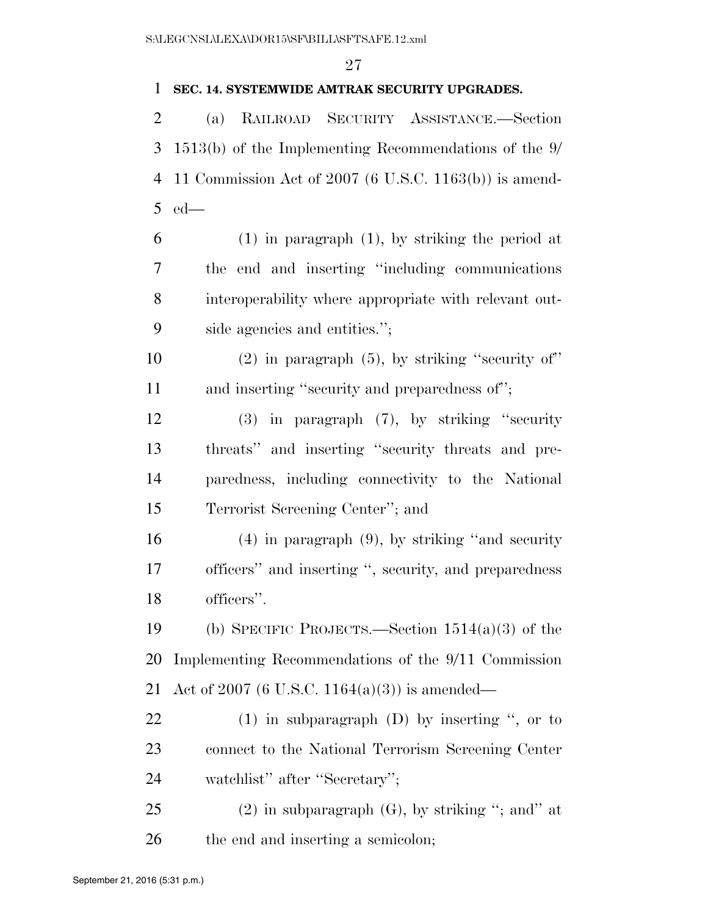**SEC. 14. SYSTEMWIDE AMTRAK SECURITY UPGRADES.**

(a) RAILROAD SECURITY ASSISTANCE.—Section 1513(b) of the Implementing Recommendations of the 9/11 Commission Act of 2007 (6 U.S.C. 1163(b)) is amended—

(1) in paragraph (1), by striking the period at the end and inserting "including communications interoperability where appropriate with relevant outside agencies and entities.";

(2) in paragraph (5), by striking "security of" and inserting "security and preparedness of";

(3) in paragraph (7), by striking "security threats" and inserting "security threats and preparedness, including connectivity to the National Terrorist Screening Center"; and

(4) in paragraph (9), by striking "and security officers" and inserting ", security, and preparedness officers".

(b) SPECIFIC PROJECTS.—Section 1514(a)(3) of the Implementing Recommendations of the 9/11 Commission Act of 2007 (6 U.S.C. 1164(a)(3)) is amended—

(1) in subparagraph (D) by inserting ", or to connect to the National Terrorism Screening Center watchlist" after "Secretary";

(2) in subparagraph (G), by striking "; and" at the end and inserting a semicolon;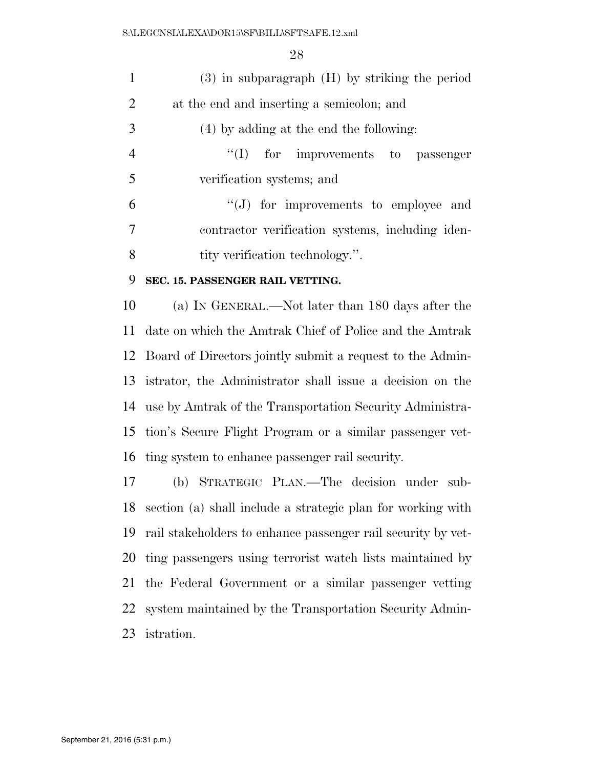(3) in subparagraph (H) by striking the period at the end and inserting a semicolon; and

(4) by adding at the end the following:

"(I) for improvements to passenger verification systems; and

"(J) for improvements to employee and contractor verification systems, including identity verification technology.".

**SEC. 15. PASSENGER RAIL VETTING.**

(a) IN GENERAL.—Not later than 180 days after the date on which the Amtrak Chief of Police and the Amtrak Board of Directors jointly submit a request to the Administrator, the Administrator shall issue a decision on the use by Amtrak of the Transportation Security Administration's Secure Flight Program or a similar passenger vetting system to enhance passenger rail security.

(b) STRATEGIC PLAN.—The decision under subsection (a) shall include a strategic plan for working with rail stakeholders to enhance passenger rail security by vetting passengers using terrorist watch lists maintained by the Federal Government or a similar passenger vetting system maintained by the Transportation Security Administration.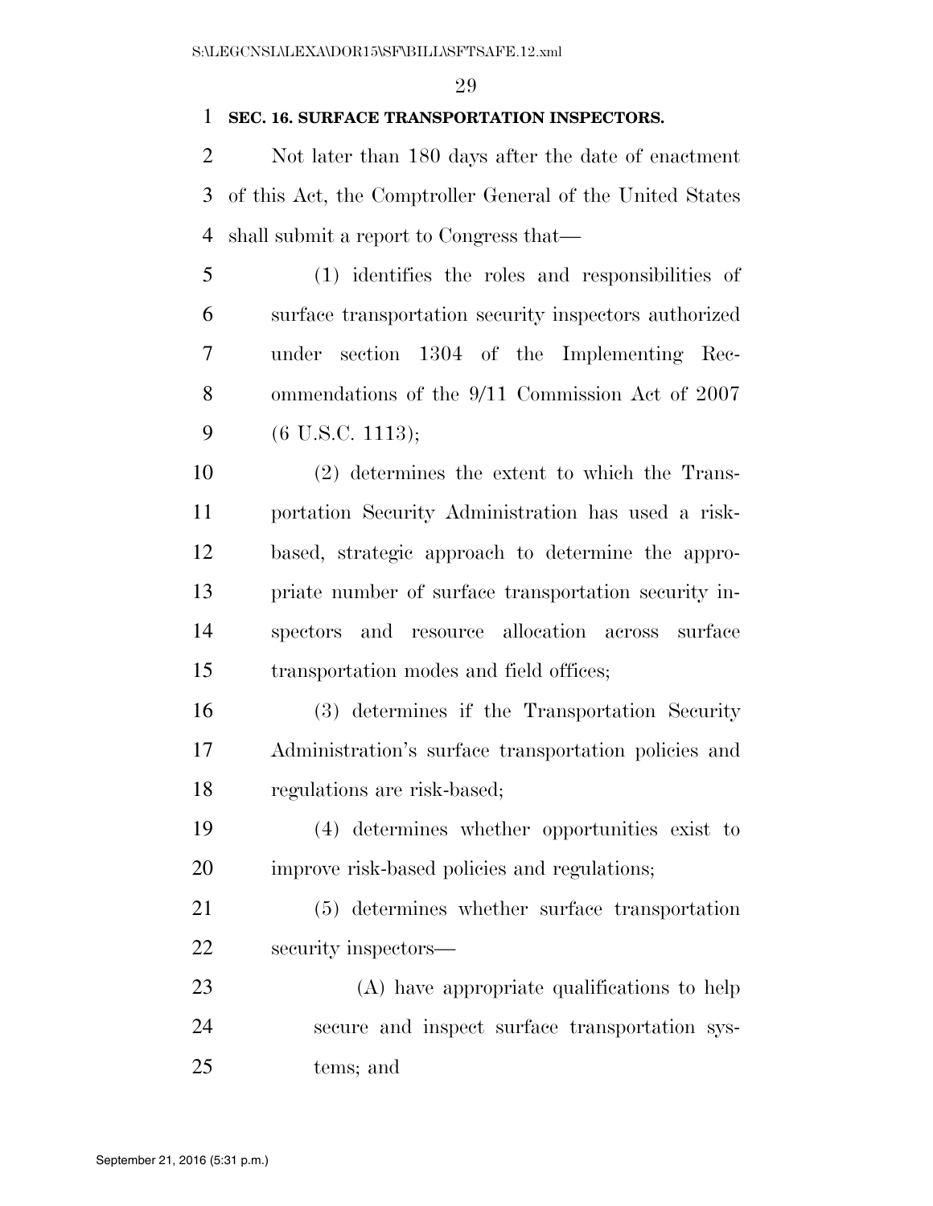**SEC. 16. SURFACE TRANSPORTATION INSPECTORS.**

Not later than 180 days after the date of enactment of this Act, the Comptroller General of the United States shall submit a report to Congress that—

(1) identifies the roles and responsibilities of surface transportation security inspectors authorized under section 1304 of the Implementing Recommendations of the 9/11 Commission Act of 2007 (6 U.S.C. 1113);

(2) determines the extent to which the Transportation Security Administration has used a risk-based, strategic approach to determine the appropriate number of surface transportation security inspectors and resource allocation across surface transportation modes and field offices;

(3) determines if the Transportation Security Administration's surface transportation policies and regulations are risk-based;

(4) determines whether opportunities exist to improve risk-based policies and regulations;

(5) determines whether surface transportation security inspectors—

(A) have appropriate qualifications to help secure and inspect surface transportation systems; and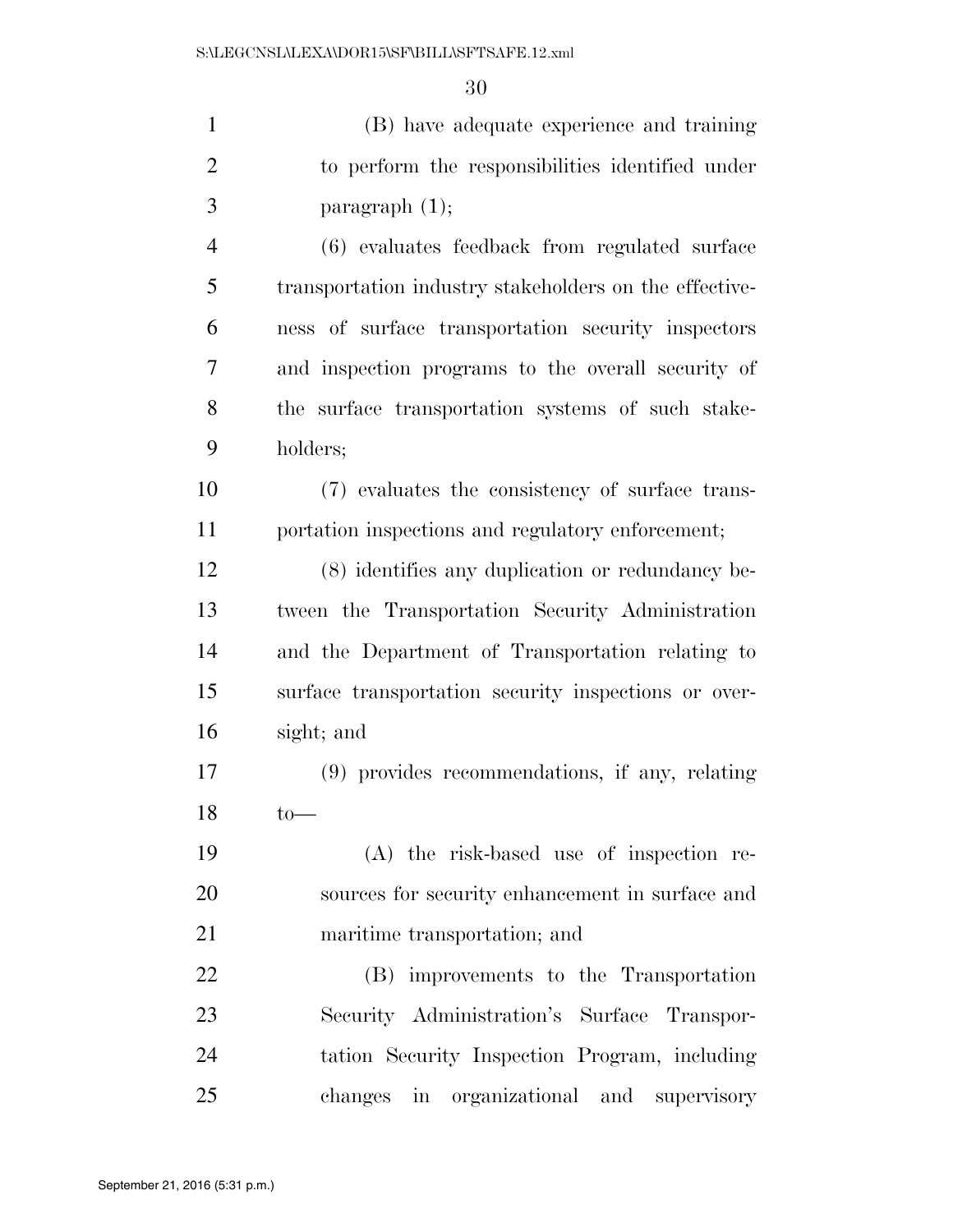(B) have adequate experience and training to perform the responsibilities identified under paragraph (1);

(6) evaluates feedback from regulated surface transportation industry stakeholders on the effectiveness of surface transportation security inspectors and inspection programs to the overall security of the surface transportation systems of such stakeholders;

(7) evaluates the consistency of surface transportation inspections and regulatory enforcement;

(8) identifies any duplication or redundancy between the Transportation Security Administration and the Department of Transportation relating to surface transportation security inspections or oversight; and

(9) provides recommendations, if any, relating to—

(A) the risk-based use of inspection resources for security enhancement in surface and maritime transportation; and

(B) improvements to the Transportation Security Administration's Surface Transportation Security Inspection Program, including changes in organizational and supervisory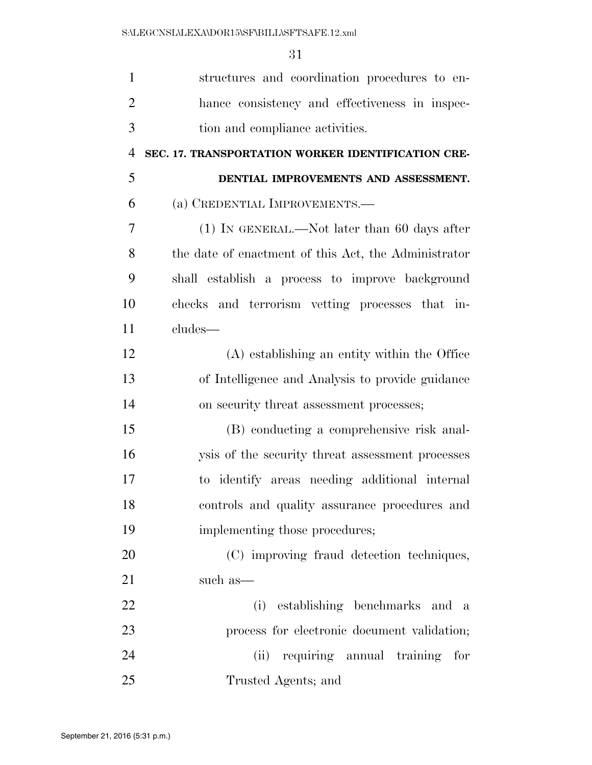structures and coordination procedures to enhance consistency and effectiveness in inspection and compliance activities.

**SEC. 17. TRANSPORTATION WORKER IDENTIFICATION CREDENTIAL IMPROVEMENTS AND ASSESSMENT.**

(a) CREDENTIAL IMPROVEMENTS.—

(1) IN GENERAL.—Not later than 60 days after the date of enactment of this Act, the Administrator shall establish a process to improve background checks and terrorism vetting processes that includes—

(A) establishing an entity within the Office of Intelligence and Analysis to provide guidance on security threat assessment processes;

(B) conducting a comprehensive risk analysis of the security threat assessment processes to identify areas needing additional internal controls and quality assurance procedures and implementing those procedures;

(C) improving fraud detection techniques, such as—

(i) establishing benchmarks and a process for electronic document validation;

(ii) requiring annual training for Trusted Agents; and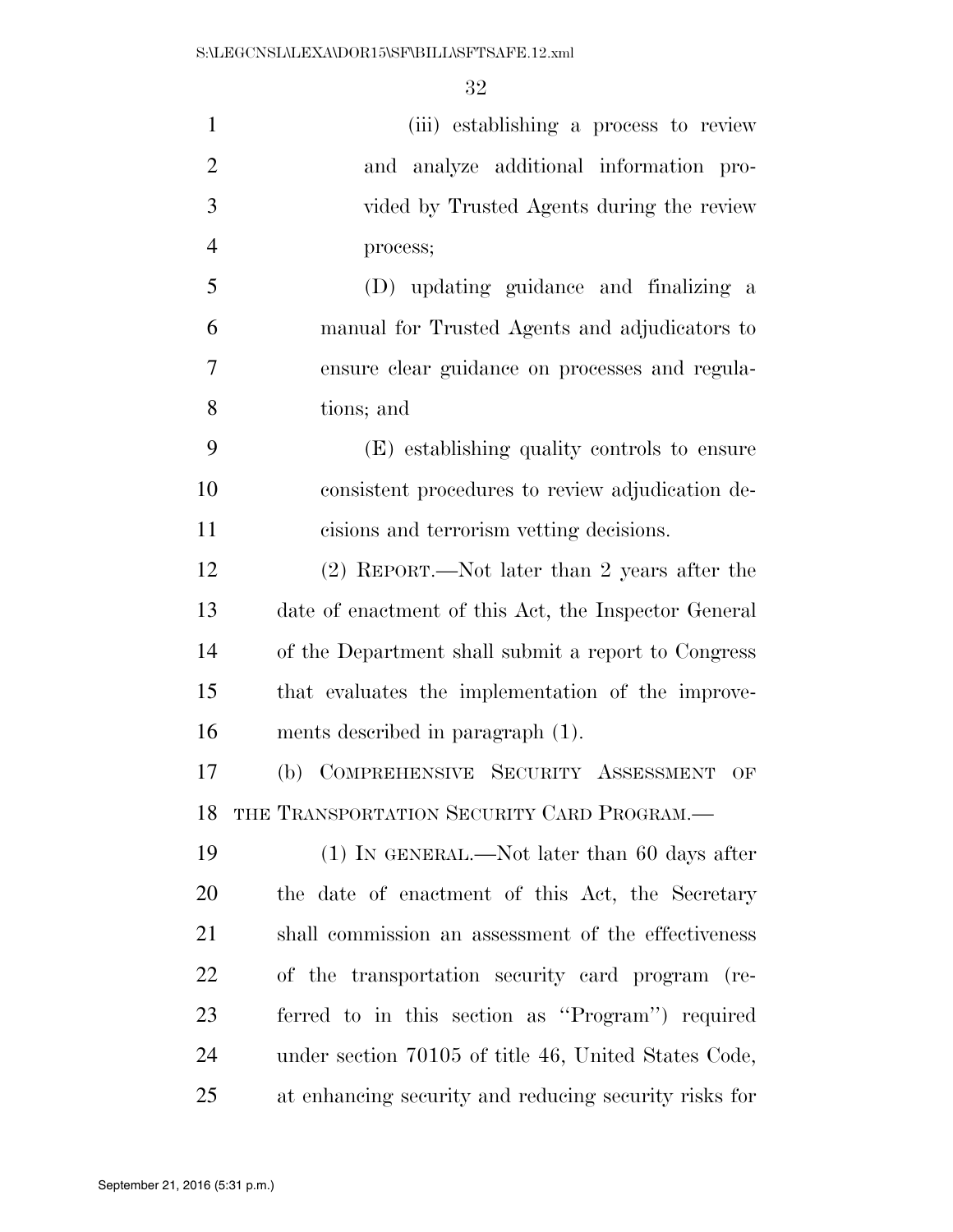(iii) establishing a process to review and analyze additional information provided by Trusted Agents during the review process;

(D) updating guidance and finalizing a manual for Trusted Agents and adjudicators to ensure clear guidance on processes and regulations; and

(E) establishing quality controls to ensure consistent procedures to review adjudication decisions and terrorism vetting decisions.

(2) REPORT.—Not later than 2 years after the date of enactment of this Act, the Inspector General of the Department shall submit a report to Congress that evaluates the implementation of the improvements described in paragraph (1).

(b) COMPREHENSIVE SECURITY ASSESSMENT OF THE TRANSPORTATION SECURITY CARD PROGRAM.—

(1) IN GENERAL.—Not later than 60 days after the date of enactment of this Act, the Secretary shall commission an assessment of the effectiveness of the transportation security card program (referred to in this section as ''Program'') required under section 70105 of title 46, United States Code, at enhancing security and reducing security risks for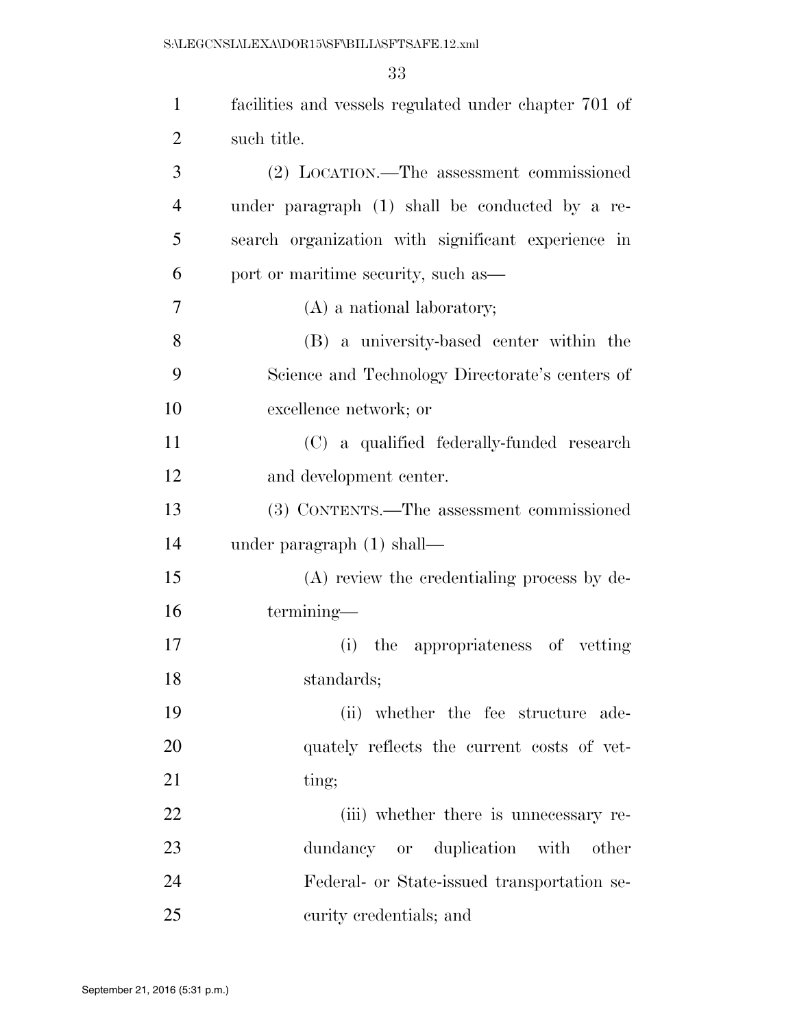facilities and vessels regulated under chapter 701 of such title.

(2) LOCATION.—The assessment commissioned under paragraph (1) shall be conducted by a research organization with significant experience in port or maritime security, such as—

(A) a national laboratory;

(B) a university-based center within the Science and Technology Directorate's centers of excellence network; or

(C) a qualified federally-funded research and development center.

(3) CONTENTS.—The assessment commissioned under paragraph (1) shall—

(A) review the credentialing process by determining—

(i) the appropriateness of vetting standards;

(ii) whether the fee structure adequately reflects the current costs of vetting;

(iii) whether there is unnecessary redundancy or duplication with other Federal- or State-issued transportation security credentials; and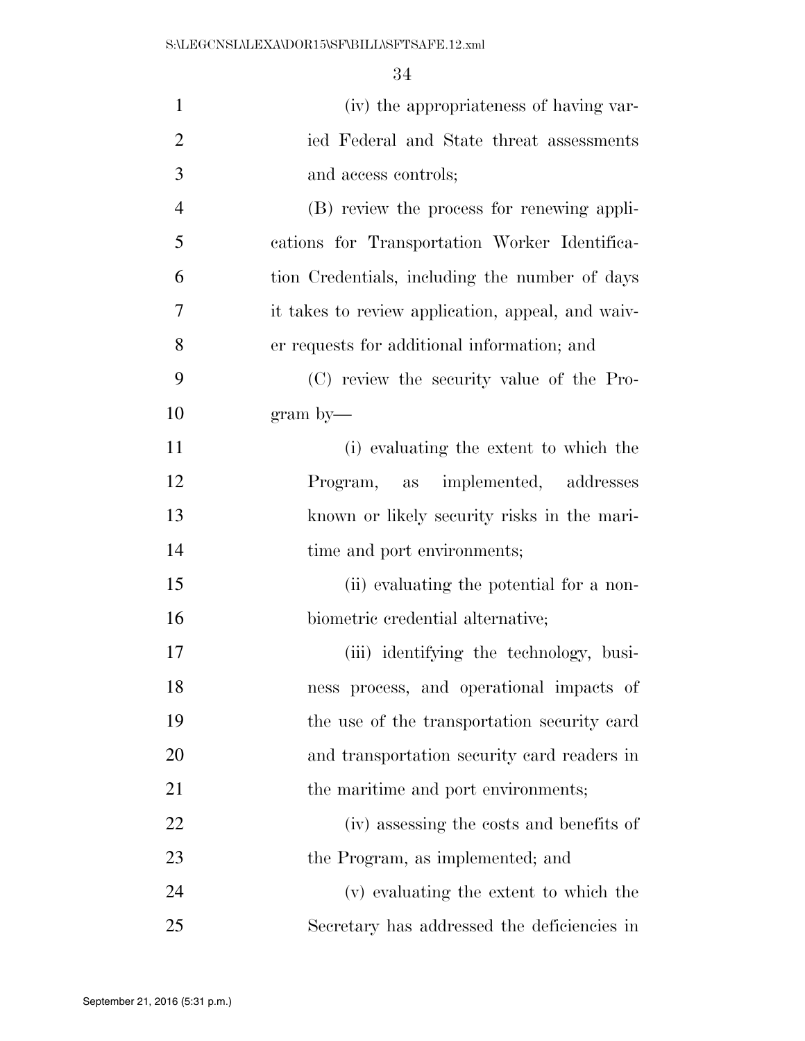(iv) the appropriateness of having varied Federal and State threat assessments and access controls;

(B) review the process for renewing applications for Transportation Worker Identification Credentials, including the number of days it takes to review application, appeal, and waiver requests for additional information; and

(C) review the security value of the Program by—

(i) evaluating the extent to which the Program, as implemented, addresses known or likely security risks in the maritime and port environments;

(ii) evaluating the potential for a non-biometric credential alternative;

(iii) identifying the technology, business process, and operational impacts of the use of the transportation security card and transportation security card readers in the maritime and port environments;

(iv) assessing the costs and benefits of the Program, as implemented; and

(v) evaluating the extent to which the Secretary has addressed the deficiencies in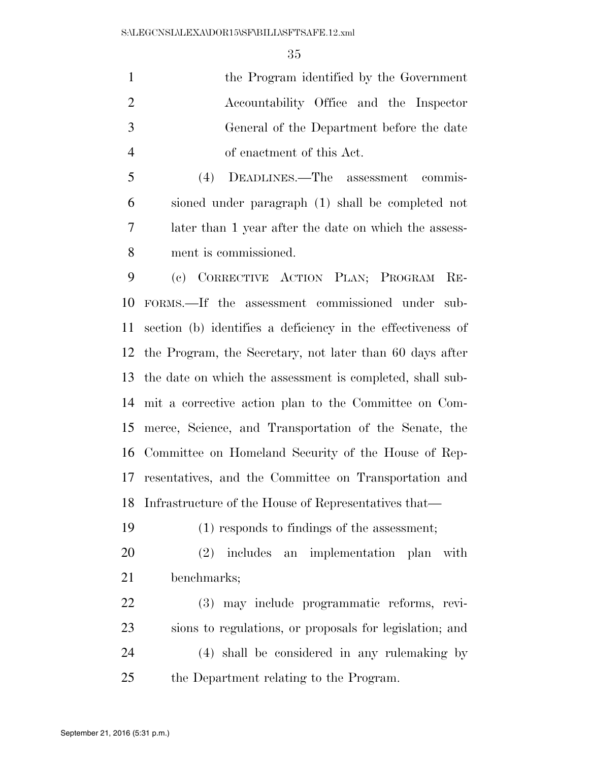the Program identified by the Government Accountability Office and the Inspector General of the Department before the date of enactment of this Act.

(4) DEADLINES.—The assessment commissioned under paragraph (1) shall be completed not later than 1 year after the date on which the assessment is commissioned.

(c) CORRECTIVE ACTION PLAN; PROGRAM REFORMS.—If the assessment commissioned under subsection (b) identifies a deficiency in the effectiveness of the Program, the Secretary, not later than 60 days after the date on which the assessment is completed, shall submit a corrective action plan to the Committee on Commerce, Science, and Transportation of the Senate, the Committee on Homeland Security of the House of Representatives, and the Committee on Transportation and Infrastructure of the House of Representatives that—

(1) responds to findings of the assessment;

(2) includes an implementation plan with benchmarks;

(3) may include programmatic reforms, revisions to regulations, or proposals for legislation; and

(4) shall be considered in any rulemaking by the Department relating to the Program.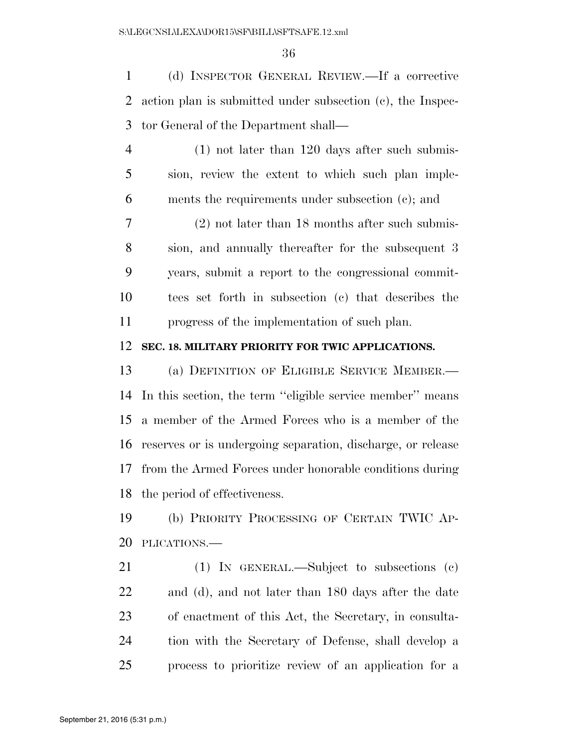(d) INSPECTOR GENERAL REVIEW.—If a corrective action plan is submitted under subsection (c), the Inspector General of the Department shall—

(1) not later than 120 days after such submission, review the extent to which such plan implements the requirements under subsection (c); and

(2) not later than 18 months after such submission, and annually thereafter for the subsequent 3 years, submit a report to the congressional committees set forth in subsection (c) that describes the progress of the implementation of such plan.

**SEC. 18. MILITARY PRIORITY FOR TWIC APPLICATIONS.**

(a) DEFINITION OF ELIGIBLE SERVICE MEMBER.—In this section, the term "eligible service member" means a member of the Armed Forces who is a member of the reserves or is undergoing separation, discharge, or release from the Armed Forces under honorable conditions during the period of effectiveness.

(b) PRIORITY PROCESSING OF CERTAIN TWIC APPLICATIONS.—

(1) IN GENERAL.—Subject to subsections (c) and (d), and not later than 180 days after the date of enactment of this Act, the Secretary, in consultation with the Secretary of Defense, shall develop a process to prioritize review of an application for a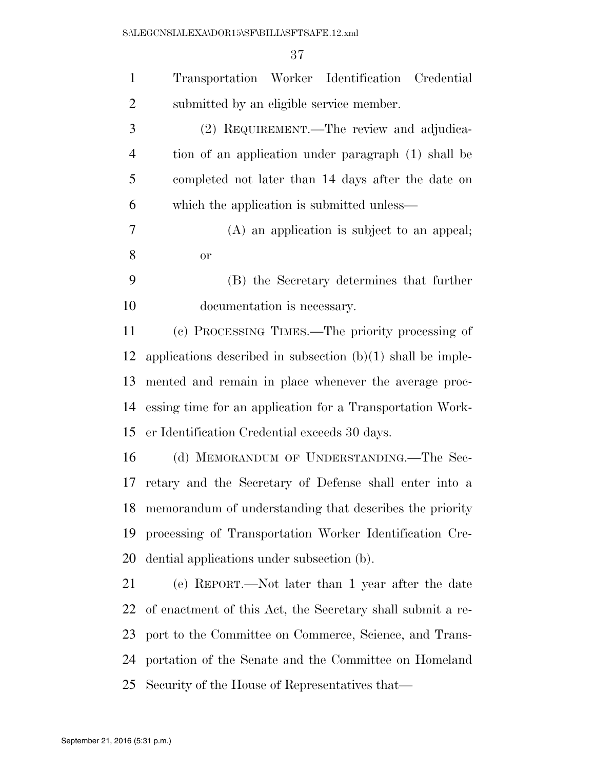Transportation Worker Identification Credential submitted by an eligible service member.

(2) REQUIREMENT.—The review and adjudication of an application under paragraph (1) shall be completed not later than 14 days after the date on which the application is submitted unless—

(A) an application is subject to an appeal; or

(B) the Secretary determines that further documentation is necessary.

(c) PROCESSING TIMES.—The priority processing of applications described in subsection (b)(1) shall be implemented and remain in place whenever the average processing time for an application for a Transportation Worker Identification Credential exceeds 30 days.

(d) MEMORANDUM OF UNDERSTANDING.—The Secretary and the Secretary of Defense shall enter into a memorandum of understanding that describes the priority processing of Transportation Worker Identification Credential applications under subsection (b).

(e) REPORT.—Not later than 1 year after the date of enactment of this Act, the Secretary shall submit a report to the Committee on Commerce, Science, and Transportation of the Senate and the Committee on Homeland Security of the House of Representatives that—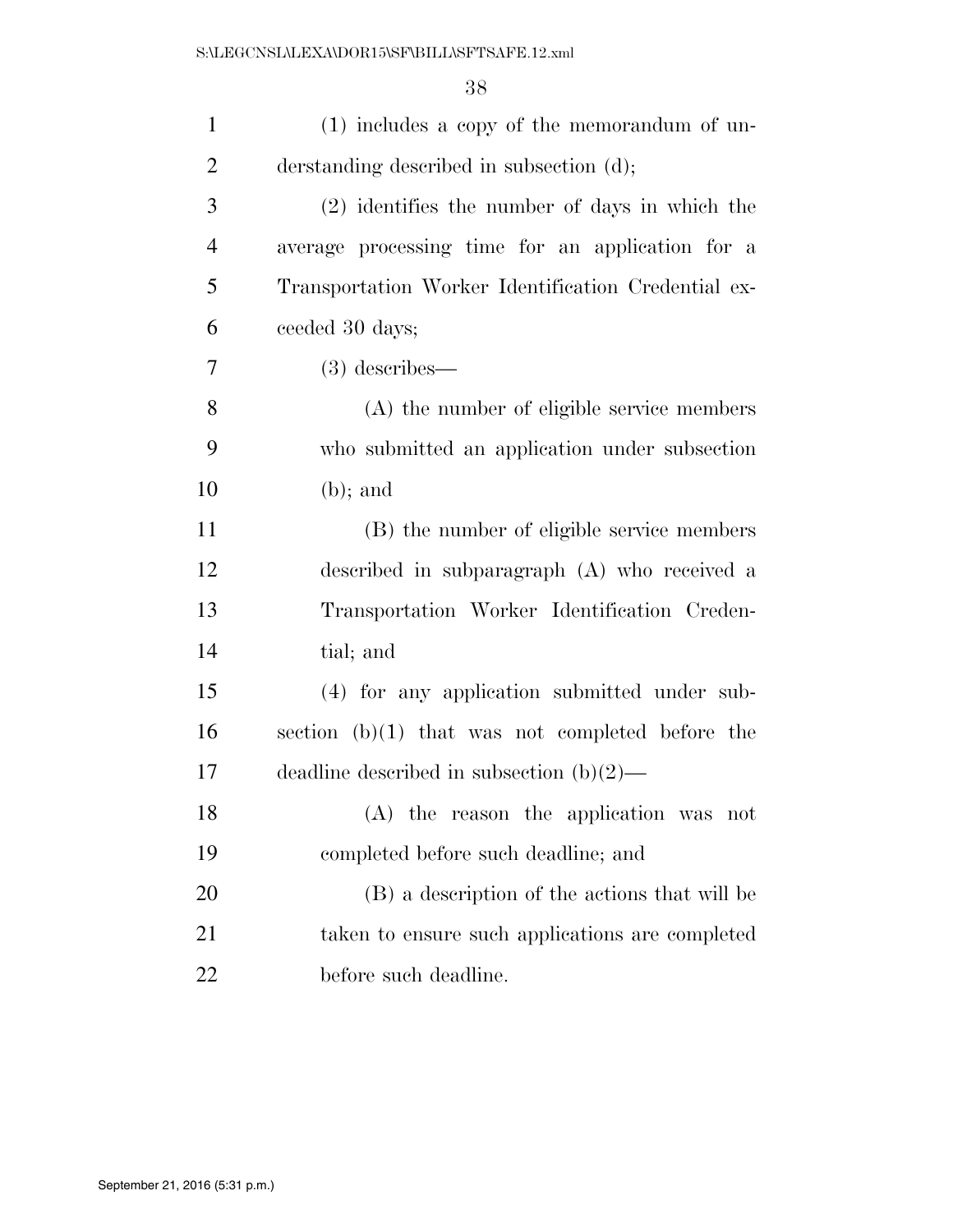(1) includes a copy of the memorandum of understanding described in subsection (d);

(2) identifies the number of days in which the average processing time for an application for a Transportation Worker Identification Credential exceeded 30 days;

(3) describes—

(A) the number of eligible service members who submitted an application under subsection (b); and

(B) the number of eligible service members described in subparagraph (A) who received a Transportation Worker Identification Credential; and

(4) for any application submitted under subsection (b)(1) that was not completed before the deadline described in subsection (b)(2)—

(A) the reason the application was not completed before such deadline; and

(B) a description of the actions that will be taken to ensure such applications are completed before such deadline.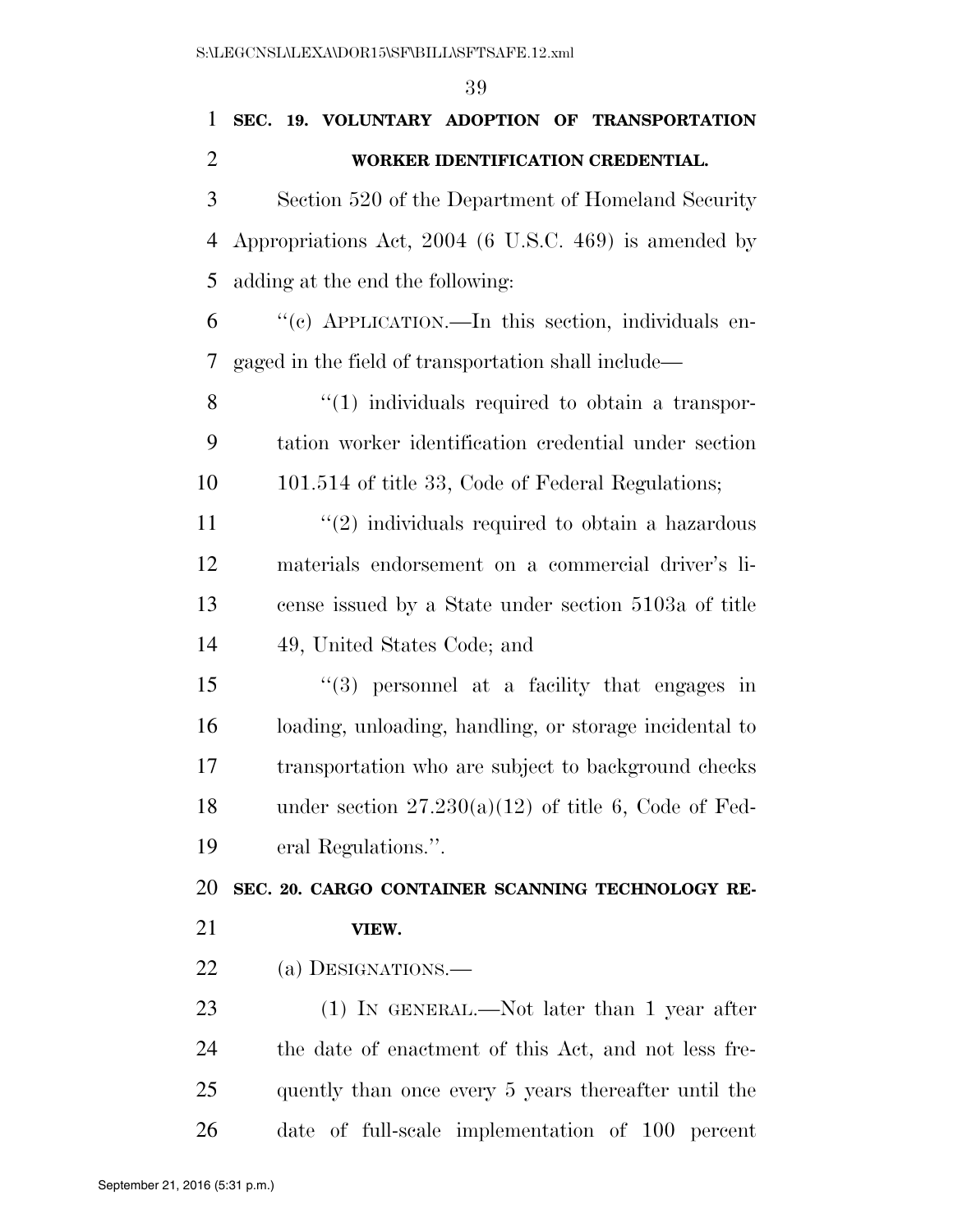**SEC. 19. VOLUNTARY ADOPTION OF TRANSPORTATION WORKER IDENTIFICATION CREDENTIAL.**

Section 520 of the Department of Homeland Security Appropriations Act, 2004 (6 U.S.C. 469) is amended by adding at the end the following:

"(c) APPLICATION.—In this section, individuals engaged in the field of transportation shall include—

"(1) individuals required to obtain a transportation worker identification credential under section 101.514 of title 33, Code of Federal Regulations;

"(2) individuals required to obtain a hazardous materials endorsement on a commercial driver's license issued by a State under section 5103a of title 49, United States Code; and

"(3) personnel at a facility that engages in loading, unloading, handling, or storage incidental to transportation who are subject to background checks under section 27.230(a)(12) of title 6, Code of Federal Regulations.".

**SEC. 20. CARGO CONTAINER SCANNING TECHNOLOGY REVIEW.**

(a) DESIGNATIONS.—

(1) IN GENERAL.—Not later than 1 year after the date of enactment of this Act, and not less frequently than once every 5 years thereafter until the date of full-scale implementation of 100 percent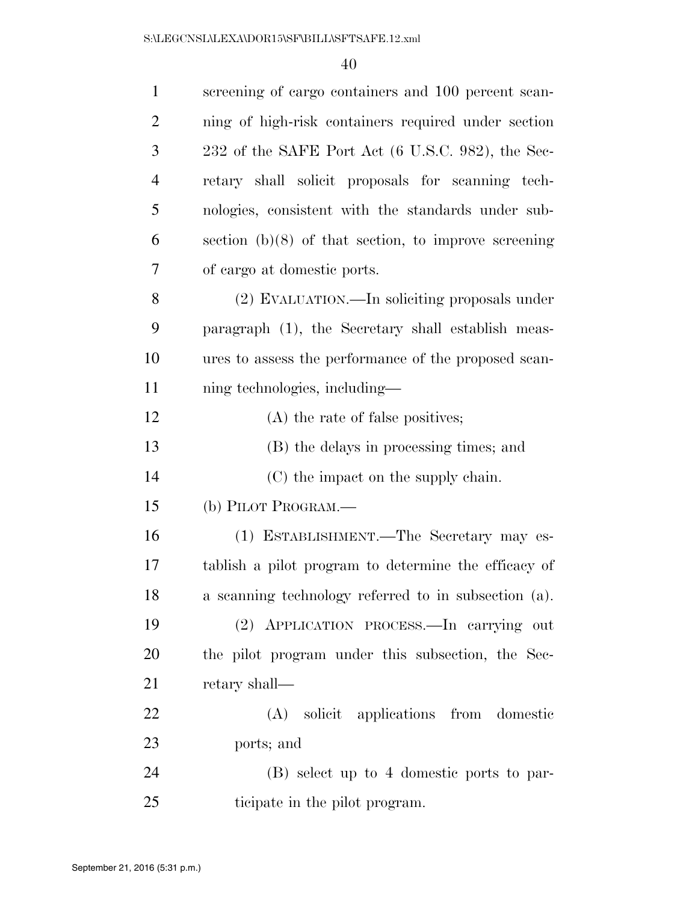screening of cargo containers and 100 percent scanning of high-risk containers required under section 232 of the SAFE Port Act (6 U.S.C. 982), the Secretary shall solicit proposals for scanning technologies, consistent with the standards under subsection (b)(8) of that section, to improve screening of cargo at domestic ports.

(2) EVALUATION.—In soliciting proposals under paragraph (1), the Secretary shall establish measures to assess the performance of the proposed scanning technologies, including—

(A) the rate of false positives;

(B) the delays in processing times; and

(C) the impact on the supply chain.

(b) PILOT PROGRAM.—

(1) ESTABLISHMENT.—The Secretary may establish a pilot program to determine the efficacy of a scanning technology referred to in subsection (a).

(2) APPLICATION PROCESS.—In carrying out the pilot program under this subsection, the Secretary shall—

(A) solicit applications from domestic ports; and

(B) select up to 4 domestic ports to participate in the pilot program.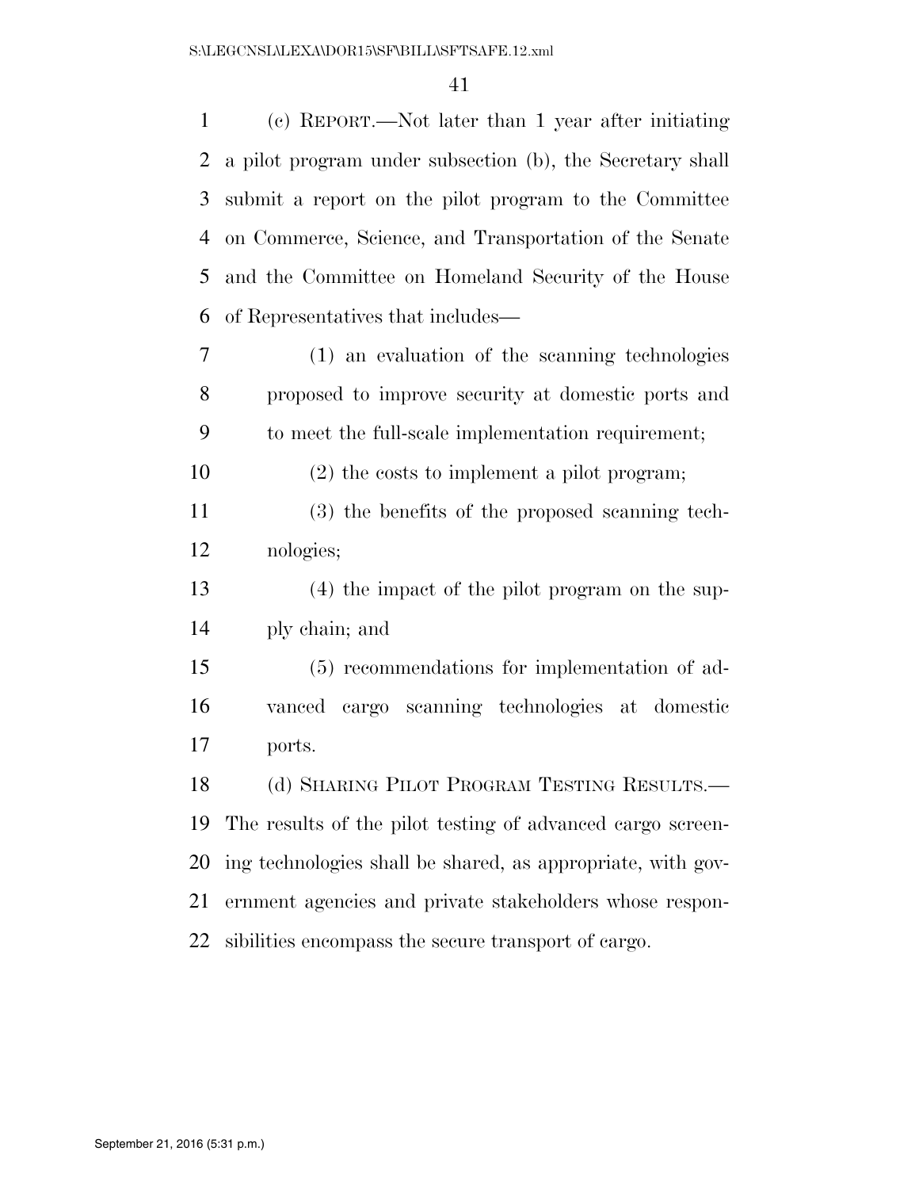(c) REPORT.—Not later than 1 year after initiating a pilot program under subsection (b), the Secretary shall submit a report on the pilot program to the Committee on Commerce, Science, and Transportation of the Senate and the Committee on Homeland Security of the House of Representatives that includes—

(1) an evaluation of the scanning technologies proposed to improve security at domestic ports and to meet the full-scale implementation requirement;

(2) the costs to implement a pilot program;

(3) the benefits of the proposed scanning technologies;

(4) the impact of the pilot program on the supply chain; and

(5) recommendations for implementation of advanced cargo scanning technologies at domestic ports.

(d) SHARING PILOT PROGRAM TESTING RESULTS.—The results of the pilot testing of advanced cargo screening technologies shall be shared, as appropriate, with government agencies and private stakeholders whose responsibilities encompass the secure transport of cargo.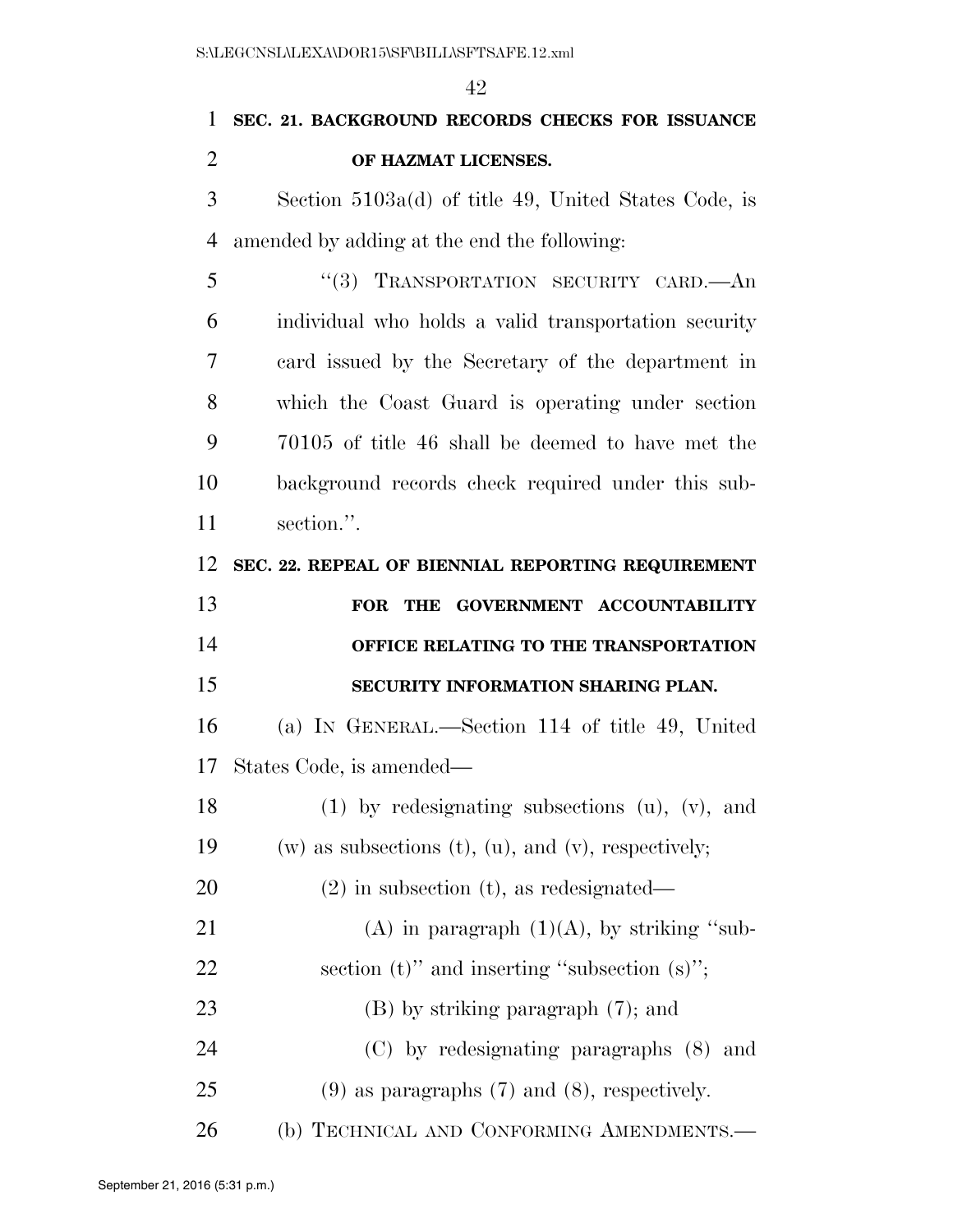**SEC. 21. BACKGROUND RECORDS CHECKS FOR ISSUANCE OF HAZMAT LICENSES.**

Section 5103a(d) of title 49, United States Code, is amended by adding at the end the following:

"(3) TRANSPORTATION SECURITY CARD.—An individual who holds a valid transportation security card issued by the Secretary of the department in which the Coast Guard is operating under section 70105 of title 46 shall be deemed to have met the background records check required under this subsection.".

**SEC. 22. REPEAL OF BIENNIAL REPORTING REQUIREMENT FOR THE GOVERNMENT ACCOUNTABILITY OFFICE RELATING TO THE TRANSPORTATION SECURITY INFORMATION SHARING PLAN.**

(a) IN GENERAL.—Section 114 of title 49, United States Code, is amended—

(1) by redesignating subsections (u), (v), and (w) as subsections (t), (u), and (v), respectively;

(2) in subsection (t), as redesignated—

(A) in paragraph (1)(A), by striking "subsection (t)" and inserting "subsection (s)";

(B) by striking paragraph (7); and

(C) by redesignating paragraphs (8) and (9) as paragraphs (7) and (8), respectively.

(b) TECHNICAL AND CONFORMING AMENDMENTS.—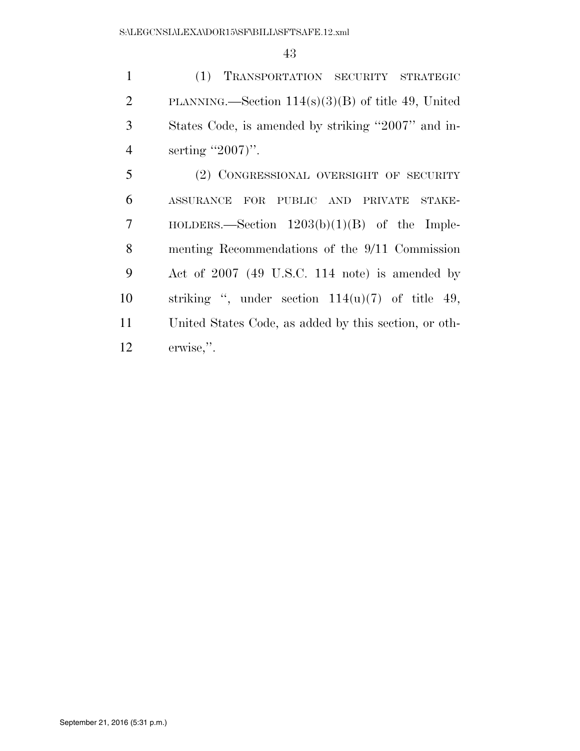(1) TRANSPORTATION SECURITY STRATEGIC PLANNING.—Section 114(s)(3)(B) of title 49, United States Code, is amended by striking ''2007'' and inserting ''2007)''.

(2) CONGRESSIONAL OVERSIGHT OF SECURITY ASSURANCE FOR PUBLIC AND PRIVATE STAKEHOLDERS.—Section 1203(b)(1)(B) of the Implementing Recommendations of the 9/11 Commission Act of 2007 (49 U.S.C. 114 note) is amended by striking '', under section 114(u)(7) of title 49, United States Code, as added by this section, or otherwise,''.